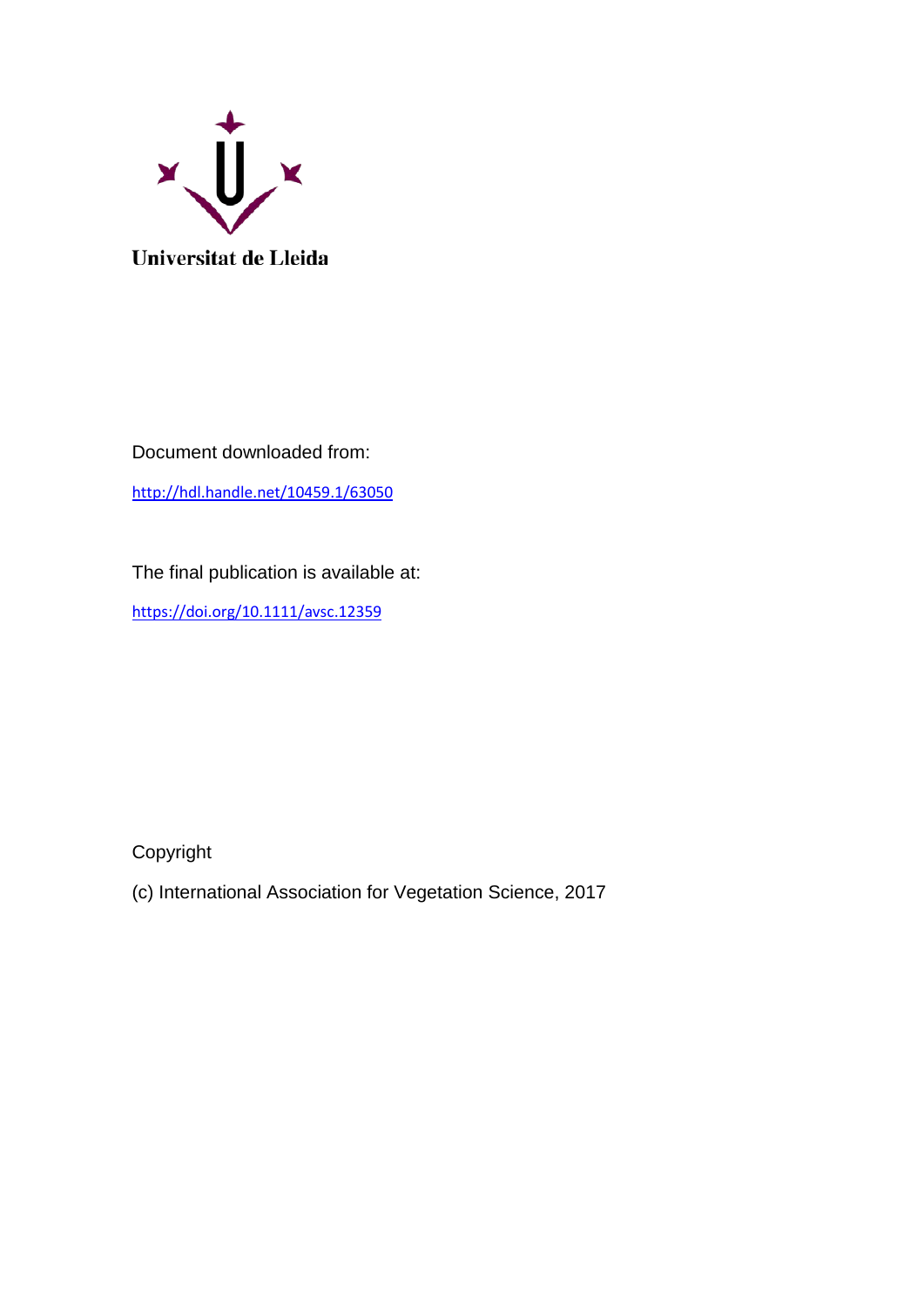Universitat de Lleida

Document downloaded from:

http://hdl.handle.net/10459.1/63050

The final publication is available at:

https://doi.org/10.1111/avsc.12359

Copyright

(c) International Association for Vegetation Science, 2017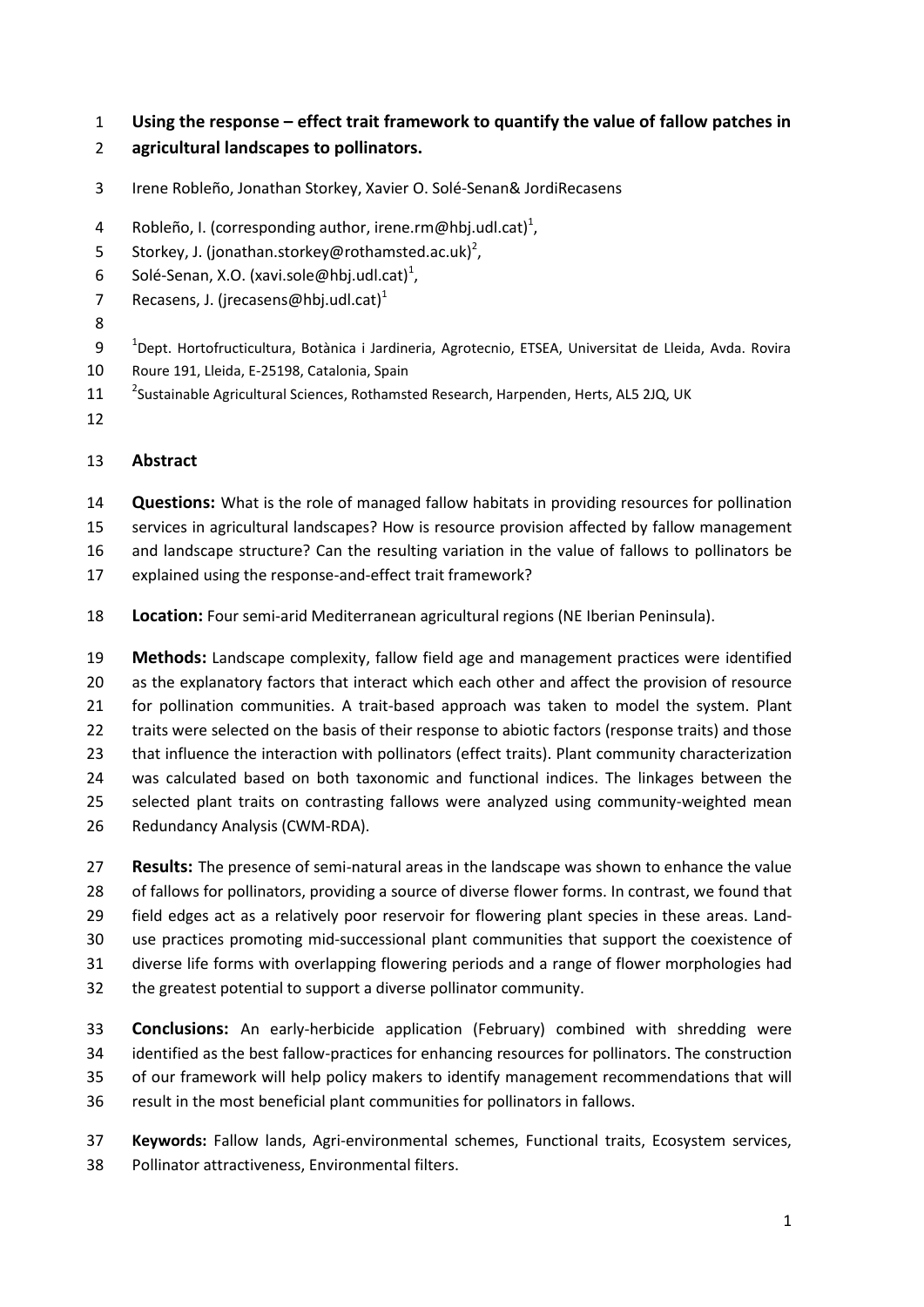# Using the response – effect trait framework to quantify the value of fallow patches in agricultural landscapes to pollinators.

Irene Robleño, Jonathan Storkey, Xavier O. Solé-Senan& JordiRecasens

Robleño, I. (corresponding author, irene.rm@hbj.udl.cat)[1],
Storkey, J. (jonathan.storkey@rothamsted.ac.uk)[2],
Solé-Senan, X.O. (xavi.sole@hbj.udl.cat)[1],
Recasens, J. (jrecasens@hbj.udl.cat)[1]

[1]Dept. Hortofructicultura, Botànica i Jardineria, Agrotecnio, ETSEA, Universitat de Lleida, Avda. Rovira Roure 191, Lleida, E-25198, Catalonia, Spain

[2]Sustainable Agricultural Sciences, Rothamsted Research, Harpenden, Herts, AL5 2JQ, UK

## Abstract

**Questions:** What is the role of managed fallow habitats in providing resources for pollination services in agricultural landscapes? How is resource provision affected by fallow management and landscape structure? Can the resulting variation in the value of fallows to pollinators be explained using the response-and-effect trait framework?

**Location:** Four semi-arid Mediterranean agricultural regions (NE Iberian Peninsula).

**Methods:** Landscape complexity, fallow field age and management practices were identified as the explanatory factors that interact which each other and affect the provision of resource for pollination communities. A trait-based approach was taken to model the system. Plant traits were selected on the basis of their response to abiotic factors (response traits) and those that influence the interaction with pollinators (effect traits). Plant community characterization was calculated based on both taxonomic and functional indices. The linkages between the selected plant traits on contrasting fallows were analyzed using community-weighted mean Redundancy Analysis (CWM-RDA).

**Results:** The presence of semi-natural areas in the landscape was shown to enhance the value of fallows for pollinators, providing a source of diverse flower forms. In contrast, we found that field edges act as a relatively poor reservoir for flowering plant species in these areas. Land-use practices promoting mid-successional plant communities that support the coexistence of diverse life forms with overlapping flowering periods and a range of flower morphologies had the greatest potential to support a diverse pollinator community.

**Conclusions:** An early-herbicide application (February) combined with shredding were identified as the best fallow-practices for enhancing resources for pollinators. The construction of our framework will help policy makers to identify management recommendations that will result in the most beneficial plant communities for pollinators in fallows.

**Keywords:** Fallow lands, Agri-environmental schemes, Functional traits, Ecosystem services, Pollinator attractiveness, Environmental filters.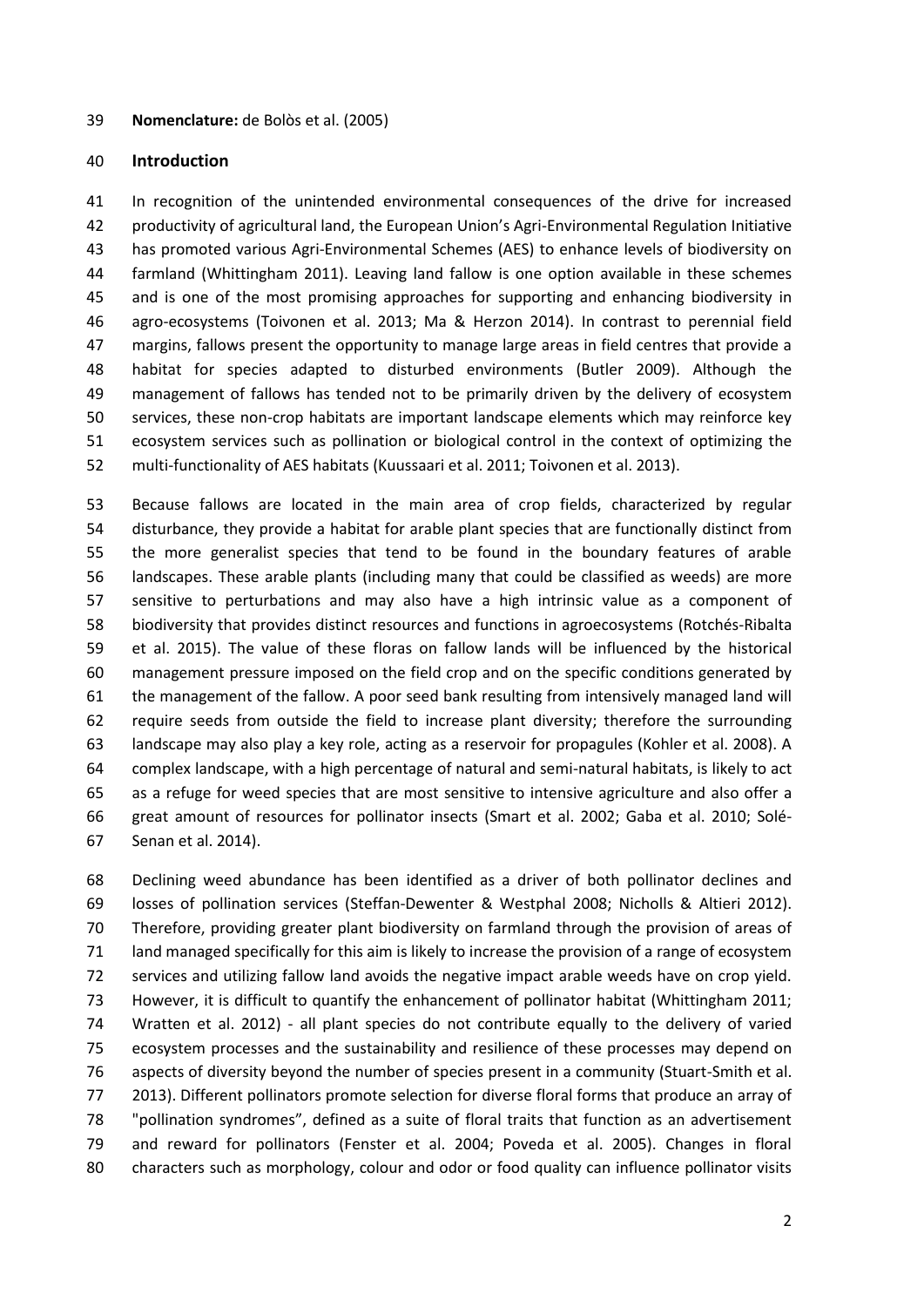**Nomenclature:** de Bolòs et al. (2005)

## Introduction

In recognition of the unintended environmental consequences of the drive for increased productivity of agricultural land, the European Union's Agri-Environmental Regulation Initiative has promoted various Agri-Environmental Schemes (AES) to enhance levels of biodiversity on farmland (Whittingham 2011). Leaving land fallow is one option available in these schemes and is one of the most promising approaches for supporting and enhancing biodiversity in agro-ecosystems (Toivonen et al. 2013; Ma & Herzon 2014). In contrast to perennial field margins, fallows present the opportunity to manage large areas in field centres that provide a habitat for species adapted to disturbed environments (Butler 2009). Although the management of fallows has tended not to be primarily driven by the delivery of ecosystem services, these non-crop habitats are important landscape elements which may reinforce key ecosystem services such as pollination or biological control in the context of optimizing the multi-functionality of AES habitats (Kuussaari et al. 2011; Toivonen et al. 2013).

Because fallows are located in the main area of crop fields, characterized by regular disturbance, they provide a habitat for arable plant species that are functionally distinct from the more generalist species that tend to be found in the boundary features of arable landscapes. These arable plants (including many that could be classified as weeds) are more sensitive to perturbations and may also have a high intrinsic value as a component of biodiversity that provides distinct resources and functions in agroecosystems (Rotchés-Ribalta et al. 2015). The value of these floras on fallow lands will be influenced by the historical management pressure imposed on the field crop and on the specific conditions generated by the management of the fallow. A poor seed bank resulting from intensively managed land will require seeds from outside the field to increase plant diversity; therefore the surrounding landscape may also play a key role, acting as a reservoir for propagules (Kohler et al. 2008). A complex landscape, with a high percentage of natural and semi-natural habitats, is likely to act as a refuge for weed species that are most sensitive to intensive agriculture and also offer a great amount of resources for pollinator insects (Smart et al. 2002; Gaba et al. 2010; Solé-Senan et al. 2014).

Declining weed abundance has been identified as a driver of both pollinator declines and losses of pollination services (Steffan-Dewenter & Westphal 2008; Nicholls & Altieri 2012). Therefore, providing greater plant biodiversity on farmland through the provision of areas of land managed specifically for this aim is likely to increase the provision of a range of ecosystem services and utilizing fallow land avoids the negative impact arable weeds have on crop yield. However, it is difficult to quantify the enhancement of pollinator habitat (Whittingham 2011; Wratten et al. 2012) - all plant species do not contribute equally to the delivery of varied ecosystem processes and the sustainability and resilience of these processes may depend on aspects of diversity beyond the number of species present in a community (Stuart-Smith et al. 2013). Different pollinators promote selection for diverse floral forms that produce an array of "pollination syndromes", defined as a suite of floral traits that function as an advertisement and reward for pollinators (Fenster et al. 2004; Poveda et al. 2005). Changes in floral characters such as morphology, colour and odor or food quality can influence pollinator visits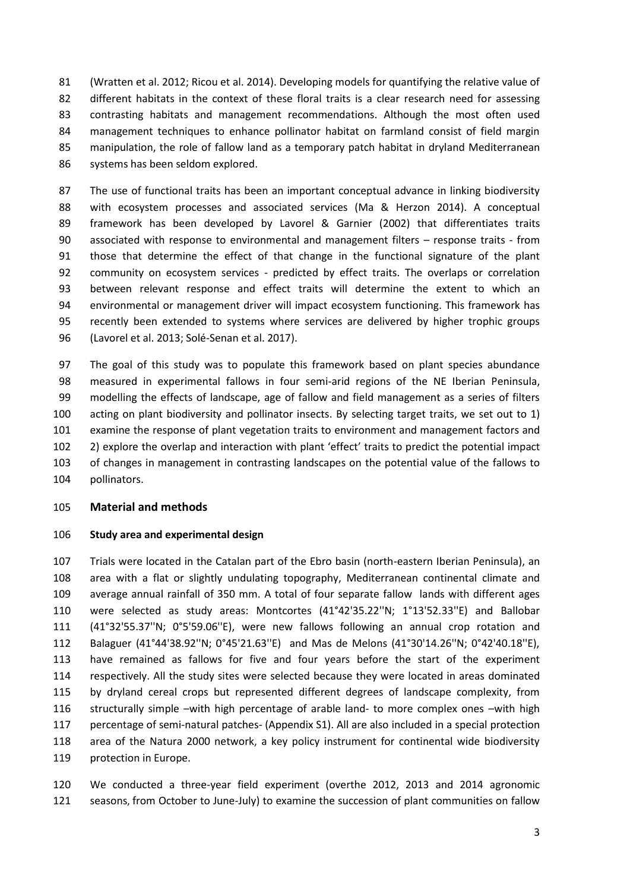(Wratten et al. 2012; Ricou et al. 2014). Developing models for quantifying the relative value of different habitats in the context of these floral traits is a clear research need for assessing contrasting habitats and management recommendations. Although the most often used management techniques to enhance pollinator habitat on farmland consist of field margin manipulation, the role of fallow land as a temporary patch habitat in dryland Mediterranean systems has been seldom explored.

The use of functional traits has been an important conceptual advance in linking biodiversity with ecosystem processes and associated services (Ma & Herzon 2014). A conceptual framework has been developed by Lavorel & Garnier (2002) that differentiates traits associated with response to environmental and management filters – response traits - from those that determine the effect of that change in the functional signature of the plant community on ecosystem services - predicted by effect traits. The overlaps or correlation between relevant response and effect traits will determine the extent to which an environmental or management driver will impact ecosystem functioning. This framework has recently been extended to systems where services are delivered by higher trophic groups (Lavorel et al. 2013; Solé-Senan et al. 2017).

The goal of this study was to populate this framework based on plant species abundance measured in experimental fallows in four semi-arid regions of the NE Iberian Peninsula, modelling the effects of landscape, age of fallow and field management as a series of filters acting on plant biodiversity and pollinator insects. By selecting target traits, we set out to 1) examine the response of plant vegetation traits to environment and management factors and 2) explore the overlap and interaction with plant 'effect' traits to predict the potential impact of changes in management in contrasting landscapes on the potential value of the fallows to pollinators.

## Material and methods

### Study area and experimental design

Trials were located in the Catalan part of the Ebro basin (north-eastern Iberian Peninsula), an area with a flat or slightly undulating topography, Mediterranean continental climate and average annual rainfall of 350 mm. A total of four separate fallow lands with different ages were selected as study areas: Montcortes (41°42'35.22''N; 1°13'52.33''E) and Ballobar (41°32'55.37''N; 0°5'59.06''E), were new fallows following an annual crop rotation and Balaguer (41°44'38.92''N; 0°45'21.63''E) and Mas de Melons (41°30'14.26''N; 0°42'40.18''E), have remained as fallows for five and four years before the start of the experiment respectively. All the study sites were selected because they were located in areas dominated by dryland cereal crops but represented different degrees of landscape complexity, from structurally simple –with high percentage of arable land- to more complex ones –with high percentage of semi-natural patches- (Appendix S1). All are also included in a special protection area of the Natura 2000 network, a key policy instrument for continental wide biodiversity protection in Europe.

We conducted a three-year field experiment (overthe 2012, 2013 and 2014 agronomic seasons, from October to June-July) to examine the succession of plant communities on fallow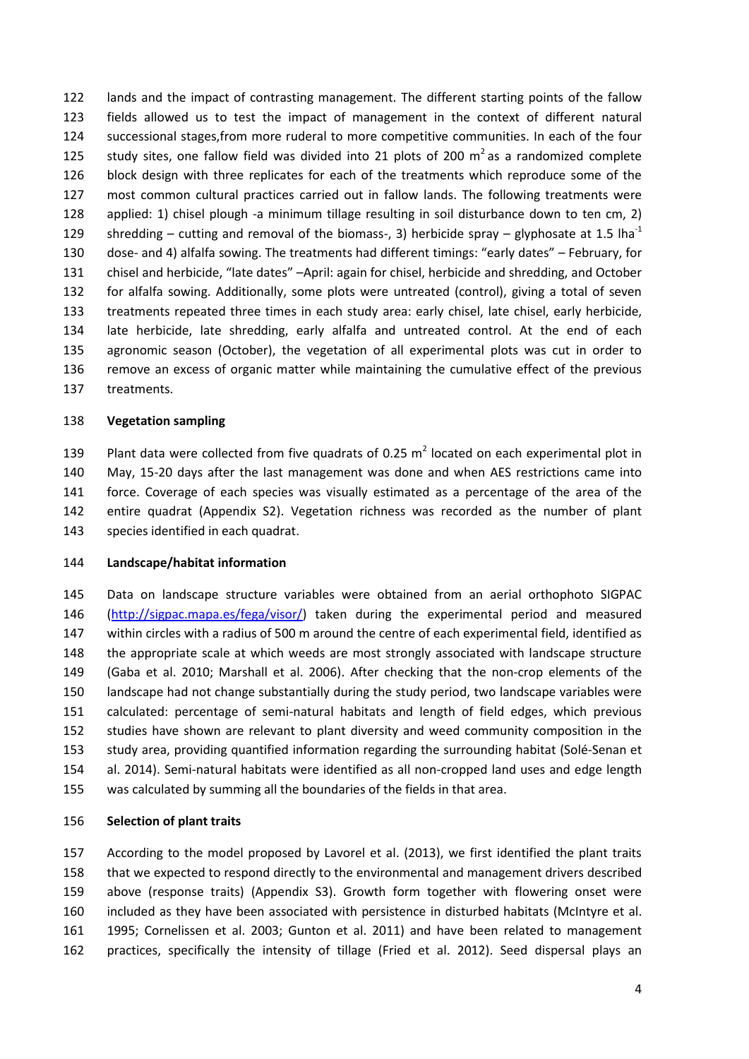lands and the impact of contrasting management. The different starting points of the fallow fields allowed us to test the impact of management in the context of different natural successional stages,from more ruderal to more competitive communities. In each of the four study sites, one fallow field was divided into 21 plots of 200 $m^2$ as a randomized complete block design with three replicates for each of the treatments which reproduce some of the most common cultural practices carried out in fallow lands. The following treatments were applied: 1) chisel plough -a minimum tillage resulting in soil disturbance down to ten cm, 2) shredding – cutting and removal of the biomass-, 3) herbicide spray – glyphosate at 1.5 $lha^{-1}$ dose- and 4) alfalfa sowing. The treatments had different timings: "early dates" – February, for chisel and herbicide, "late dates" –April: again for chisel, herbicide and shredding, and October for alfalfa sowing. Additionally, some plots were untreated (control), giving a total of seven treatments repeated three times in each study area: early chisel, late chisel, early herbicide, late herbicide, late shredding, early alfalfa and untreated control. At the end of each agronomic season (October), the vegetation of all experimental plots was cut in order to remove an excess of organic matter while maintaining the cumulative effect of the previous treatments.

**Vegetation sampling**

Plant data were collected from five quadrats of 0.25 $m^2$ located on each experimental plot in May, 15-20 days after the last management was done and when AES restrictions came into force. Coverage of each species was visually estimated as a percentage of the area of the entire quadrat (Appendix S2). Vegetation richness was recorded as the number of plant species identified in each quadrat.

**Landscape/habitat information**

Data on landscape structure variables were obtained from an aerial orthophoto SIGPAC (http://sigpac.mapa.es/fega/visor/) taken during the experimental period and measured within circles with a radius of 500 m around the centre of each experimental field, identified as the appropriate scale at which weeds are most strongly associated with landscape structure (Gaba et al. 2010; Marshall et al. 2006). After checking that the non-crop elements of the landscape had not change substantially during the study period, two landscape variables were calculated: percentage of semi-natural habitats and length of field edges, which previous studies have shown are relevant to plant diversity and weed community composition in the study area, providing quantified information regarding the surrounding habitat (Solé-Senan et al. 2014). Semi-natural habitats were identified as all non-cropped land uses and edge length was calculated by summing all the boundaries of the fields in that area.

**Selection of plant traits**

According to the model proposed by Lavorel et al. (2013), we first identified the plant traits that we expected to respond directly to the environmental and management drivers described above (response traits) (Appendix S3). Growth form together with flowering onset were included as they have been associated with persistence in disturbed habitats (McIntyre et al. 1995; Cornelissen et al. 2003; Gunton et al. 2011) and have been related to management practices, specifically the intensity of tillage (Fried et al. 2012). Seed dispersal plays an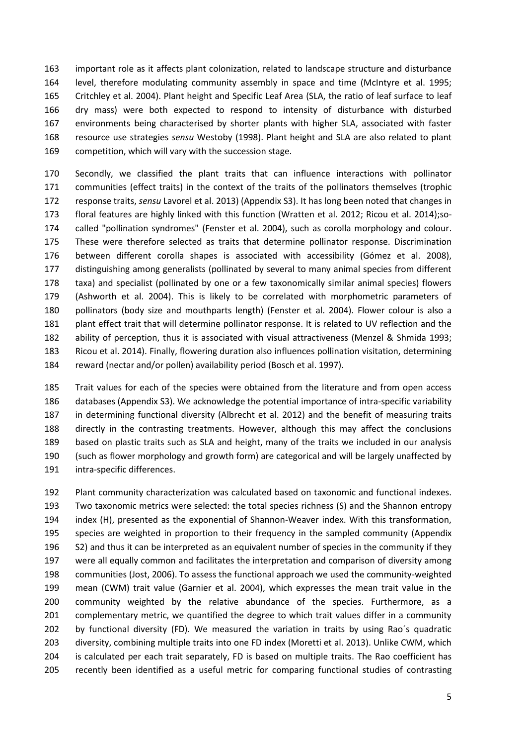important role as it affects plant colonization, related to landscape structure and disturbance level, therefore modulating community assembly in space and time (McIntyre et al. 1995; Critchley et al. 2004). Plant height and Specific Leaf Area (SLA, the ratio of leaf surface to leaf dry mass) were both expected to respond to intensity of disturbance with disturbed environments being characterised by shorter plants with higher SLA, associated with faster resource use strategies *sensu* Westoby (1998). Plant height and SLA are also related to plant competition, which will vary with the succession stage.

Secondly, we classified the plant traits that can influence interactions with pollinator communities (effect traits) in the context of the traits of the pollinators themselves (trophic response traits, *sensu* Lavorel et al. 2013) (Appendix S3). It has long been noted that changes in floral features are highly linked with this function (Wratten et al. 2012; Ricou et al. 2014);so-called "pollination syndromes" (Fenster et al. 2004), such as corolla morphology and colour. These were therefore selected as traits that determine pollinator response. Discrimination between different corolla shapes is associated with accessibility (Gómez et al. 2008), distinguishing among generalists (pollinated by several to many animal species from different taxa) and specialist (pollinated by one or a few taxonomically similar animal species) flowers (Ashworth et al. 2004). This is likely to be correlated with morphometric parameters of pollinators (body size and mouthparts length) (Fenster et al. 2004). Flower colour is also a plant effect trait that will determine pollinator response. It is related to UV reflection and the ability of perception, thus it is associated with visual attractiveness (Menzel & Shmida 1993; Ricou et al. 2014). Finally, flowering duration also influences pollination visitation, determining reward (nectar and/or pollen) availability period (Bosch et al. 1997).

Trait values for each of the species were obtained from the literature and from open access databases (Appendix S3). We acknowledge the potential importance of intra-specific variability in determining functional diversity (Albrecht et al. 2012) and the benefit of measuring traits directly in the contrasting treatments. However, although this may affect the conclusions based on plastic traits such as SLA and height, many of the traits we included in our analysis (such as flower morphology and growth form) are categorical and will be largely unaffected by intra-specific differences.

Plant community characterization was calculated based on taxonomic and functional indexes. Two taxonomic metrics were selected: the total species richness (S) and the Shannon entropy index (H), presented as the exponential of Shannon-Weaver index. With this transformation, species are weighted in proportion to their frequency in the sampled community (Appendix S2) and thus it can be interpreted as an equivalent number of species in the community if they were all equally common and facilitates the interpretation and comparison of diversity among communities (Jost, 2006). To assess the functional approach we used the community-weighted mean (CWM) trait value (Garnier et al. 2004), which expresses the mean trait value in the community weighted by the relative abundance of the species. Furthermore, as a complementary metric, we quantified the degree to which trait values differ in a community by functional diversity (FD). We measured the variation in traits by using Rao´s quadratic diversity, combining multiple traits into one FD index (Moretti et al. 2013). Unlike CWM, which is calculated per each trait separately, FD is based on multiple traits. The Rao coefficient has recently been identified as a useful metric for comparing functional studies of contrasting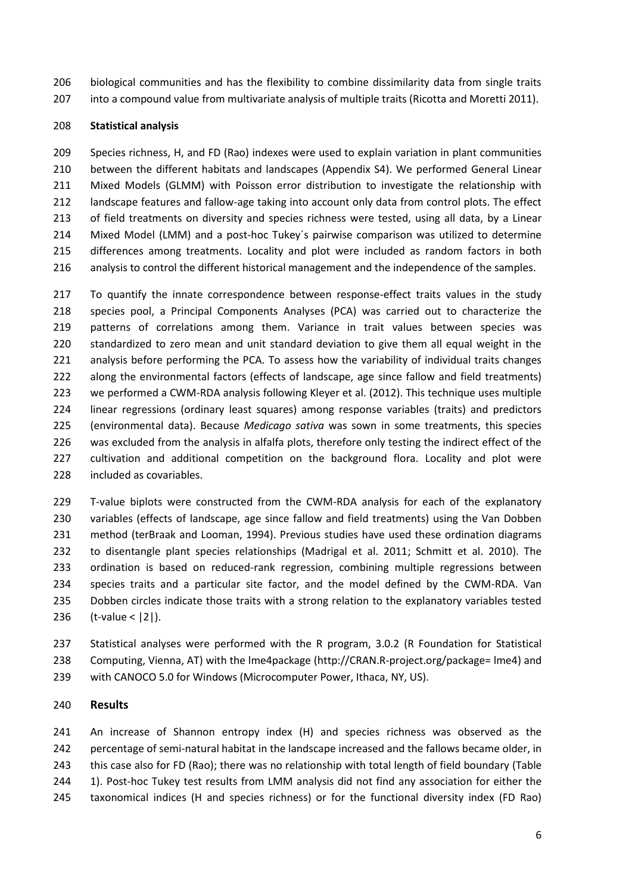biological communities and has the flexibility to combine dissimilarity data from single traits into a compound value from multivariate analysis of multiple traits (Ricotta and Moretti 2011).

**Statistical analysis**

Species richness, H, and FD (Rao) indexes were used to explain variation in plant communities between the different habitats and landscapes (Appendix S4). We performed General Linear Mixed Models (GLMM) with Poisson error distribution to investigate the relationship with landscape features and fallow-age taking into account only data from control plots. The effect of field treatments on diversity and species richness were tested, using all data, by a Linear Mixed Model (LMM) and a post-hoc Tukey´s pairwise comparison was utilized to determine differences among treatments. Locality and plot were included as random factors in both analysis to control the different historical management and the independence of the samples.

To quantify the innate correspondence between response-effect traits values in the study species pool, a Principal Components Analyses (PCA) was carried out to characterize the patterns of correlations among them. Variance in trait values between species was standardized to zero mean and unit standard deviation to give them all equal weight in the analysis before performing the PCA. To assess how the variability of individual traits changes along the environmental factors (effects of landscape, age since fallow and field treatments) we performed a CWM-RDA analysis following Kleyer et al. (2012). This technique uses multiple linear regressions (ordinary least squares) among response variables (traits) and predictors (environmental data). Because *Medicago sativa* was sown in some treatments, this species was excluded from the analysis in alfalfa plots, therefore only testing the indirect effect of the cultivation and additional competition on the background flora. Locality and plot were included as covariables.

T-value biplots were constructed from the CWM-RDA analysis for each of the explanatory variables (effects of landscape, age since fallow and field treatments) using the Van Dobben method (terBraak and Looman, 1994). Previous studies have used these ordination diagrams to disentangle plant species relationships (Madrigal et al. 2011; Schmitt et al. 2010). The ordination is based on reduced-rank regression, combining multiple regressions between species traits and a particular site factor, and the model defined by the CWM-RDA. Van Dobben circles indicate those traits with a strong relation to the explanatory variables tested (t-value < |2|).

Statistical analyses were performed with the R program, 3.0.2 (R Foundation for Statistical Computing, Vienna, AT) with the lme4package (http://CRAN.R-project.org/package= lme4) and with CANOCO 5.0 for Windows (Microcomputer Power, Ithaca, NY, US).

## Results

An increase of Shannon entropy index (H) and species richness was observed as the percentage of semi-natural habitat in the landscape increased and the fallows became older, in this case also for FD (Rao); there was no relationship with total length of field boundary (Table 1). Post-hoc Tukey test results from LMM analysis did not find any association for either the taxonomical indices (H and species richness) or for the functional diversity index (FD Rao)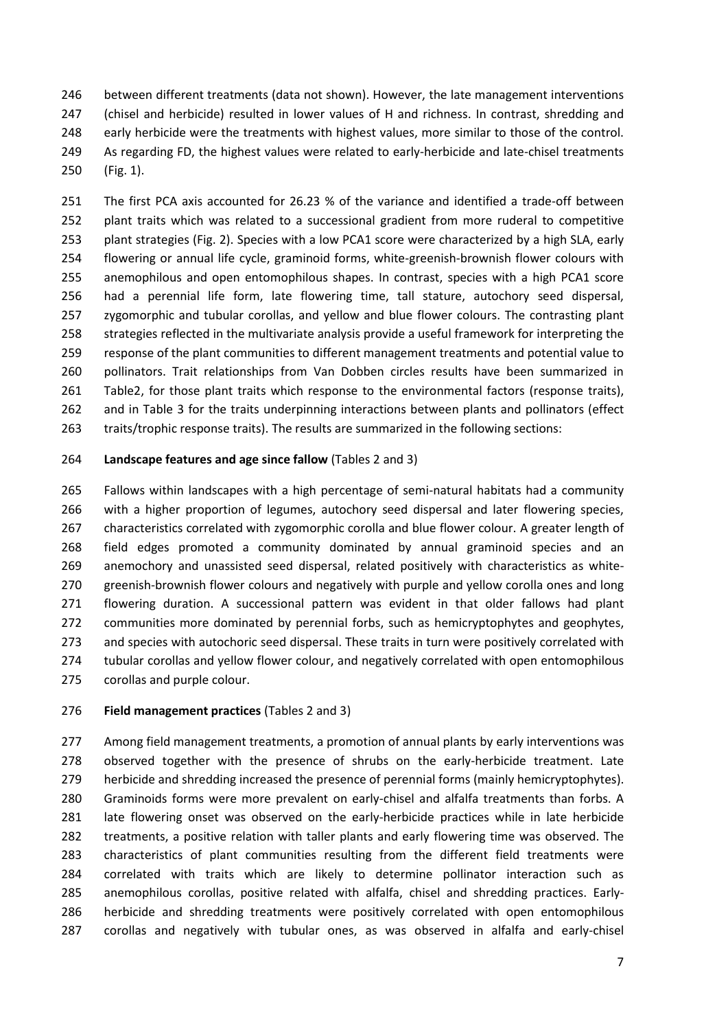between different treatments (data not shown). However, the late management interventions (chisel and herbicide) resulted in lower values of H and richness. In contrast, shredding and early herbicide were the treatments with highest values, more similar to those of the control. As regarding FD, the highest values were related to early-herbicide and late-chisel treatments (Fig. 1).

The first PCA axis accounted for 26.23 % of the variance and identified a trade-off between plant traits which was related to a successional gradient from more ruderal to competitive plant strategies (Fig. 2). Species with a low PCA1 score were characterized by a high SLA, early flowering or annual life cycle, graminoid forms, white-greenish-brownish flower colours with anemophilous and open entomophilous shapes. In contrast, species with a high PCA1 score had a perennial life form, late flowering time, tall stature, autochory seed dispersal, zygomorphic and tubular corollas, and yellow and blue flower colours. The contrasting plant strategies reflected in the multivariate analysis provide a useful framework for interpreting the response of the plant communities to different management treatments and potential value to pollinators. Trait relationships from Van Dobben circles results have been summarized in Table2, for those plant traits which response to the environmental factors (response traits), and in Table 3 for the traits underpinning interactions between plants and pollinators (effect traits/trophic response traits). The results are summarized in the following sections:

**Landscape features and age since fallow** (Tables 2 and 3)

Fallows within landscapes with a high percentage of semi-natural habitats had a community with a higher proportion of legumes, autochory seed dispersal and later flowering species, characteristics correlated with zygomorphic corolla and blue flower colour. A greater length of field edges promoted a community dominated by annual graminoid species and an anemochory and unassisted seed dispersal, related positively with characteristics as white-greenish-brownish flower colours and negatively with purple and yellow corolla ones and long flowering duration. A successional pattern was evident in that older fallows had plant communities more dominated by perennial forbs, such as hemicryptophytes and geophytes, and species with autochoric seed dispersal. These traits in turn were positively correlated with tubular corollas and yellow flower colour, and negatively correlated with open entomophilous corollas and purple colour.

**Field management practices** (Tables 2 and 3)

Among field management treatments, a promotion of annual plants by early interventions was observed together with the presence of shrubs on the early-herbicide treatment. Late herbicide and shredding increased the presence of perennial forms (mainly hemicryptophytes). Graminoids forms were more prevalent on early-chisel and alfalfa treatments than forbs. A late flowering onset was observed on the early-herbicide practices while in late herbicide treatments, a positive relation with taller plants and early flowering time was observed. The characteristics of plant communities resulting from the different field treatments were correlated with traits which are likely to determine pollinator interaction such as anemophilous corollas, positive related with alfalfa, chisel and shredding practices. Early-herbicide and shredding treatments were positively correlated with open entomophilous corollas and negatively with tubular ones, as was observed in alfalfa and early-chisel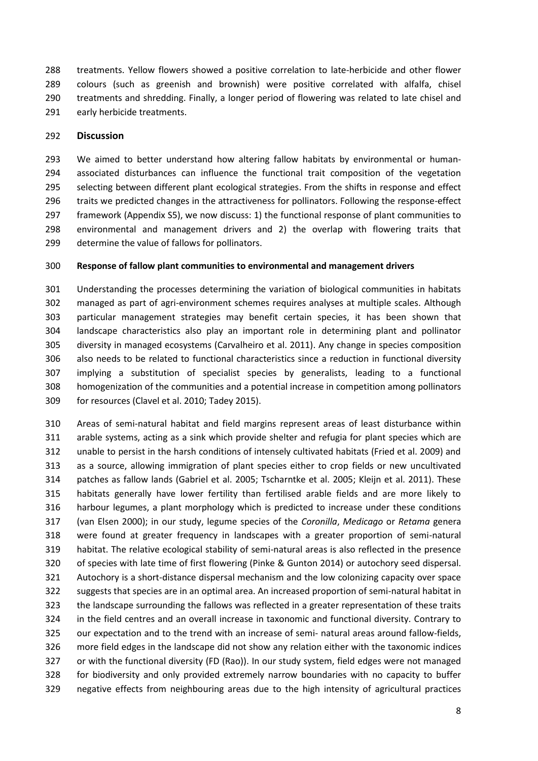treatments. Yellow flowers showed a positive correlation to late-herbicide and other flower colours (such as greenish and brownish) were positive correlated with alfalfa, chisel treatments and shredding. Finally, a longer period of flowering was related to late chisel and early herbicide treatments.

## Discussion

We aimed to better understand how altering fallow habitats by environmental or human-associated disturbances can influence the functional trait composition of the vegetation selecting between different plant ecological strategies. From the shifts in response and effect traits we predicted changes in the attractiveness for pollinators. Following the response-effect framework (Appendix S5), we now discuss: 1) the functional response of plant communities to environmental and management drivers and 2) the overlap with flowering traits that determine the value of fallows for pollinators.

### Response of fallow plant communities to environmental and management drivers

Understanding the processes determining the variation of biological communities in habitats managed as part of agri-environment schemes requires analyses at multiple scales. Although particular management strategies may benefit certain species, it has been shown that landscape characteristics also play an important role in determining plant and pollinator diversity in managed ecosystems (Carvalheiro et al. 2011). Any change in species composition also needs to be related to functional characteristics since a reduction in functional diversity implying a substitution of specialist species by generalists, leading to a functional homogenization of the communities and a potential increase in competition among pollinators for resources (Clavel et al. 2010; Tadey 2015).

Areas of semi-natural habitat and field margins represent areas of least disturbance within arable systems, acting as a sink which provide shelter and refugia for plant species which are unable to persist in the harsh conditions of intensely cultivated habitats (Fried et al. 2009) and as a source, allowing immigration of plant species either to crop fields or new uncultivated patches as fallow lands (Gabriel et al. 2005; Tscharntke et al. 2005; Kleijn et al. 2011). These habitats generally have lower fertility than fertilised arable fields and are more likely to harbour legumes, a plant morphology which is predicted to increase under these conditions (van Elsen 2000); in our study, legume species of the *Coronilla*, *Medicago* or *Retama* genera were found at greater frequency in landscapes with a greater proportion of semi-natural habitat. The relative ecological stability of semi-natural areas is also reflected in the presence of species with late time of first flowering (Pinke & Gunton 2014) or autochory seed dispersal. Autochory is a short-distance dispersal mechanism and the low colonizing capacity over space suggests that species are in an optimal area. An increased proportion of semi-natural habitat in the landscape surrounding the fallows was reflected in a greater representation of these traits in the field centres and an overall increase in taxonomic and functional diversity. Contrary to our expectation and to the trend with an increase of semi- natural areas around fallow-fields, more field edges in the landscape did not show any relation either with the taxonomic indices or with the functional diversity (FD (Rao)). In our study system, field edges were not managed for biodiversity and only provided extremely narrow boundaries with no capacity to buffer negative effects from neighbouring areas due to the high intensity of agricultural practices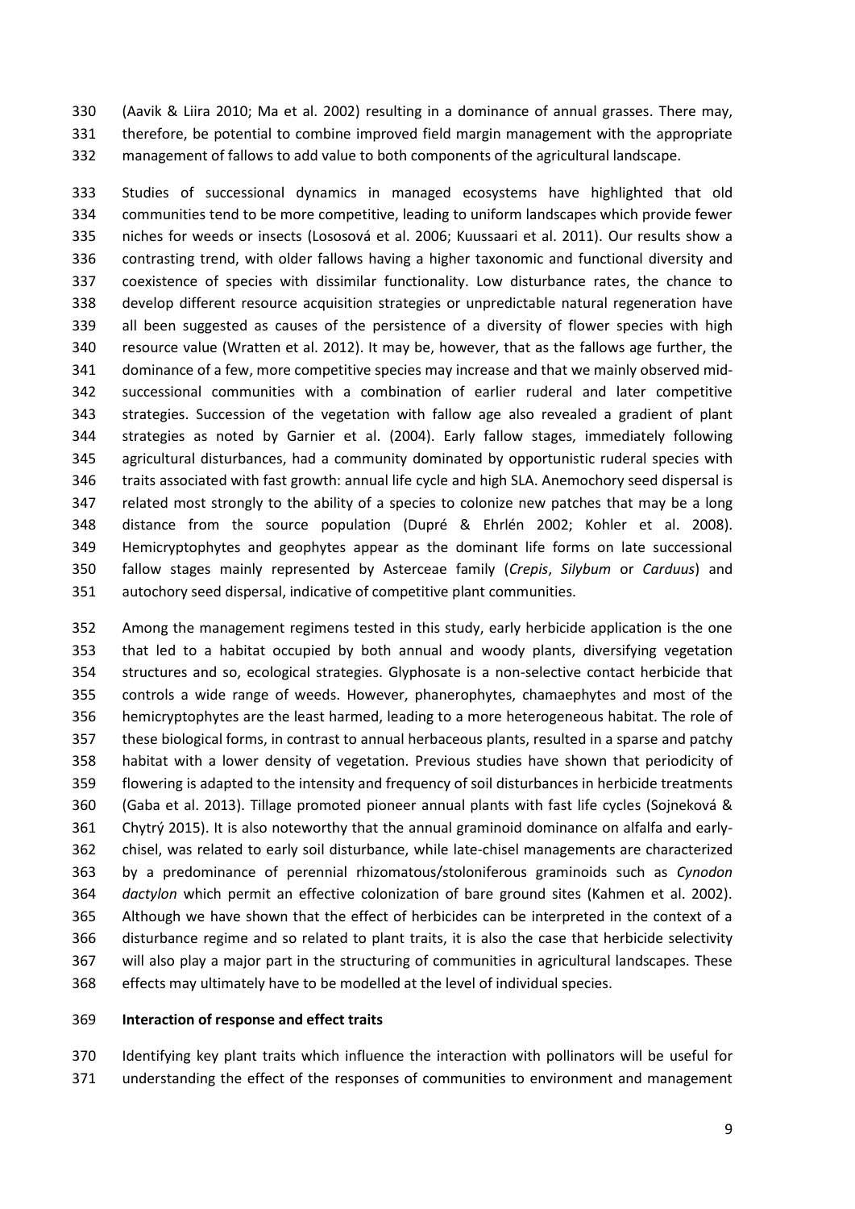(Aavik & Liira 2010; Ma et al. 2002) resulting in a dominance of annual grasses. There may, therefore, be potential to combine improved field margin management with the appropriate management of fallows to add value to both components of the agricultural landscape.

Studies of successional dynamics in managed ecosystems have highlighted that old communities tend to be more competitive, leading to uniform landscapes which provide fewer niches for weeds or insects (Lososová et al. 2006; Kuussaari et al. 2011). Our results show a contrasting trend, with older fallows having a higher taxonomic and functional diversity and coexistence of species with dissimilar functionality. Low disturbance rates, the chance to develop different resource acquisition strategies or unpredictable natural regeneration have all been suggested as causes of the persistence of a diversity of flower species with high resource value (Wratten et al. 2012). It may be, however, that as the fallows age further, the dominance of a few, more competitive species may increase and that we mainly observed mid-successional communities with a combination of earlier ruderal and later competitive strategies. Succession of the vegetation with fallow age also revealed a gradient of plant strategies as noted by Garnier et al. (2004). Early fallow stages, immediately following agricultural disturbances, had a community dominated by opportunistic ruderal species with traits associated with fast growth: annual life cycle and high SLA. Anemochory seed dispersal is related most strongly to the ability of a species to colonize new patches that may be a long distance from the source population (Dupré & Ehrlén 2002; Kohler et al. 2008). Hemicryptophytes and geophytes appear as the dominant life forms on late successional fallow stages mainly represented by Asterceae family (*Crepis*, *Silybum* or *Carduus*) and autochory seed dispersal, indicative of competitive plant communities.

Among the management regimens tested in this study, early herbicide application is the one that led to a habitat occupied by both annual and woody plants, diversifying vegetation structures and so, ecological strategies. Glyphosate is a non-selective contact herbicide that controls a wide range of weeds. However, phanerophytes, chamaephytes and most of the hemicryptophytes are the least harmed, leading to a more heterogeneous habitat. The role of these biological forms, in contrast to annual herbaceous plants, resulted in a sparse and patchy habitat with a lower density of vegetation. Previous studies have shown that periodicity of flowering is adapted to the intensity and frequency of soil disturbances in herbicide treatments (Gaba et al. 2013). Tillage promoted pioneer annual plants with fast life cycles (Sojneková & Chytrý 2015). It is also noteworthy that the annual graminoid dominance on alfalfa and early-chisel, was related to early soil disturbance, while late-chisel managements are characterized by a predominance of perennial rhizomatous/stoloniferous graminoids such as *Cynodon dactylon* which permit an effective colonization of bare ground sites (Kahmen et al. 2002). Although we have shown that the effect of herbicides can be interpreted in the context of a disturbance regime and so related to plant traits, it is also the case that herbicide selectivity will also play a major part in the structuring of communities in agricultural landscapes. These effects may ultimately have to be modelled at the level of individual species.

**Interaction of response and effect traits**

Identifying key plant traits which influence the interaction with pollinators will be useful for understanding the effect of the responses of communities to environment and management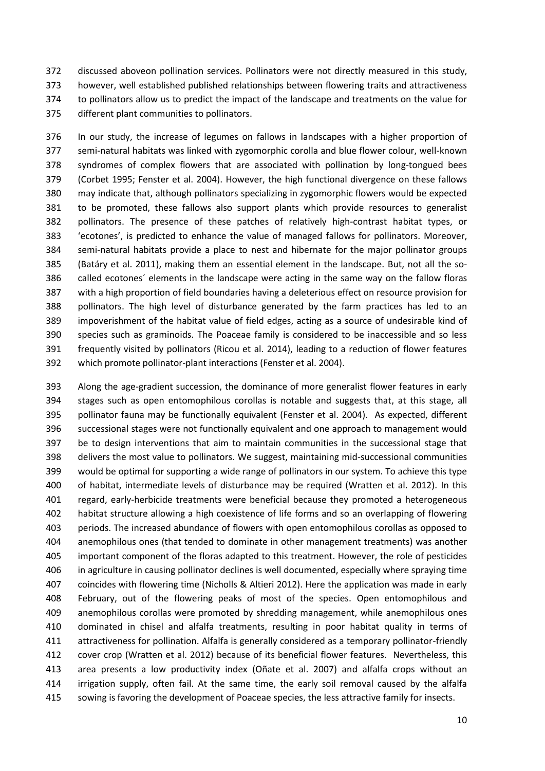discussed aboveon pollination services. Pollinators were not directly measured in this study, however, well established published relationships between flowering traits and attractiveness to pollinators allow us to predict the impact of the landscape and treatments on the value for different plant communities to pollinators.

In our study, the increase of legumes on fallows in landscapes with a higher proportion of semi-natural habitats was linked with zygomorphic corolla and blue flower colour, well-known syndromes of complex flowers that are associated with pollination by long-tongued bees (Corbet 1995; Fenster et al. 2004). However, the high functional divergence on these fallows may indicate that, although pollinators specializing in zygomorphic flowers would be expected to be promoted, these fallows also support plants which provide resources to generalist pollinators. The presence of these patches of relatively high-contrast habitat types, or 'ecotones', is predicted to enhance the value of managed fallows for pollinators. Moreover, semi-natural habitats provide a place to nest and hibernate for the major pollinator groups (Batáry et al. 2011), making them an essential element in the landscape. But, not all the so-called ecotones´ elements in the landscape were acting in the same way on the fallow floras with a high proportion of field boundaries having a deleterious effect on resource provision for pollinators. The high level of disturbance generated by the farm practices has led to an impoverishment of the habitat value of field edges, acting as a source of undesirable kind of species such as graminoids. The Poaceae family is considered to be inaccessible and so less frequently visited by pollinators (Ricou et al. 2014), leading to a reduction of flower features which promote pollinator-plant interactions (Fenster et al. 2004).

Along the age-gradient succession, the dominance of more generalist flower features in early stages such as open entomophilous corollas is notable and suggests that, at this stage, all pollinator fauna may be functionally equivalent (Fenster et al. 2004). As expected, different successional stages were not functionally equivalent and one approach to management would be to design interventions that aim to maintain communities in the successional stage that delivers the most value to pollinators. We suggest, maintaining mid-successional communities would be optimal for supporting a wide range of pollinators in our system. To achieve this type of habitat, intermediate levels of disturbance may be required (Wratten et al. 2012). In this regard, early-herbicide treatments were beneficial because they promoted a heterogeneous habitat structure allowing a high coexistence of life forms and so an overlapping of flowering periods. The increased abundance of flowers with open entomophilous corollas as opposed to anemophilous ones (that tended to dominate in other management treatments) was another important component of the floras adapted to this treatment. However, the role of pesticides in agriculture in causing pollinator declines is well documented, especially where spraying time coincides with flowering time (Nicholls & Altieri 2012). Here the application was made in early February, out of the flowering peaks of most of the species. Open entomophilous and anemophilous corollas were promoted by shredding management, while anemophilous ones dominated in chisel and alfalfa treatments, resulting in poor habitat quality in terms of attractiveness for pollination. Alfalfa is generally considered as a temporary pollinator-friendly cover crop (Wratten et al. 2012) because of its beneficial flower features. Nevertheless, this area presents a low productivity index (Oñate et al. 2007) and alfalfa crops without an irrigation supply, often fail. At the same time, the early soil removal caused by the alfalfa sowing is favoring the development of Poaceae species, the less attractive family for insects.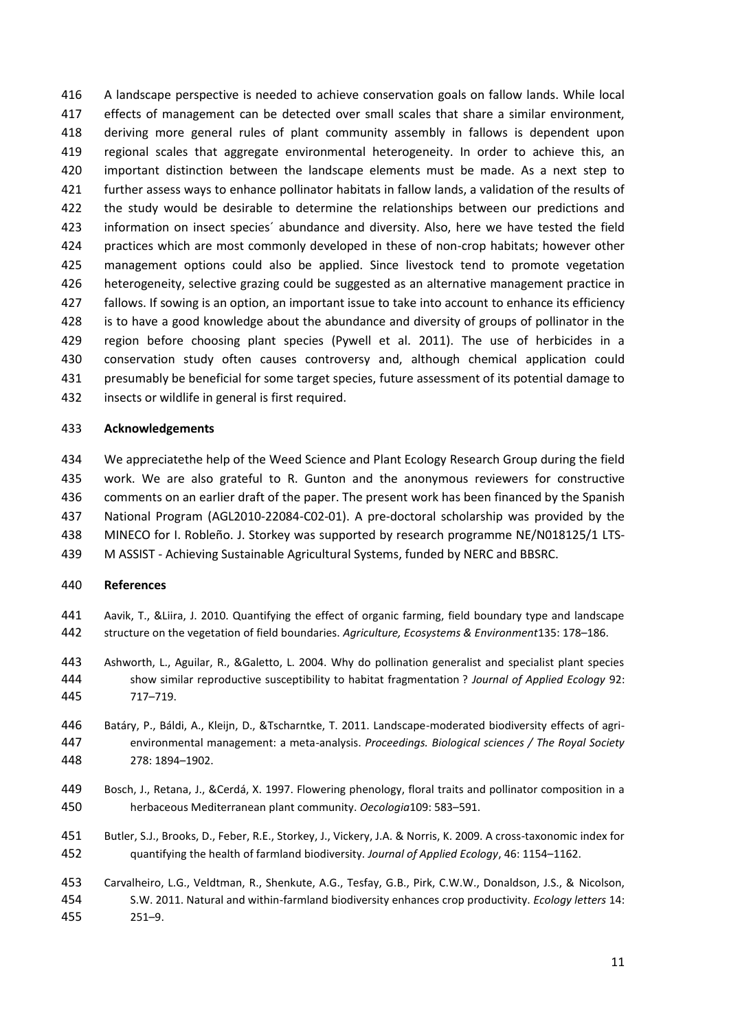A landscape perspective is needed to achieve conservation goals on fallow lands. While local effects of management can be detected over small scales that share a similar environment, deriving more general rules of plant community assembly in fallows is dependent upon regional scales that aggregate environmental heterogeneity. In order to achieve this, an important distinction between the landscape elements must be made. As a next step to further assess ways to enhance pollinator habitats in fallow lands, a validation of the results of the study would be desirable to determine the relationships between our predictions and information on insect species´ abundance and diversity. Also, here we have tested the field practices which are most commonly developed in these of non-crop habitats; however other management options could also be applied. Since livestock tend to promote vegetation heterogeneity, selective grazing could be suggested as an alternative management practice in fallows. If sowing is an option, an important issue to take into account to enhance its efficiency is to have a good knowledge about the abundance and diversity of groups of pollinator in the region before choosing plant species (Pywell et al. 2011). The use of herbicides in a conservation study often causes controversy and, although chemical application could presumably be beneficial for some target species, future assessment of its potential damage to insects or wildlife in general is first required.

**Acknowledgements**

We appreciatethe help of the Weed Science and Plant Ecology Research Group during the field work. We are also grateful to R. Gunton and the anonymous reviewers for constructive comments on an earlier draft of the paper. The present work has been financed by the Spanish National Program (AGL2010-22084-C02-01). A pre-doctoral scholarship was provided by the MINECO for I. Robleño. J. Storkey was supported by research programme NE/N018125/1 LTS-M ASSIST - Achieving Sustainable Agricultural Systems, funded by NERC and BBSRC.

**References**

Aavik, T., &Liira, J. 2010. Quantifying the effect of organic farming, field boundary type and landscape structure on the vegetation of field boundaries. *Agriculture, Ecosystems & Environment*135: 178–186.

Ashworth, L., Aguilar, R., &Galetto, L. 2004. Why do pollination generalist and specialist plant species show similar reproductive susceptibility to habitat fragmentation ? *Journal of Applied Ecology* 92: 717–719.

Batáry, P., Báldi, A., Kleijn, D., &Tscharntke, T. 2011. Landscape-moderated biodiversity effects of agri-environmental management: a meta-analysis. *Proceedings. Biological sciences / The Royal Society* 278: 1894–1902.

Bosch, J., Retana, J., &Cerdá, X. 1997. Flowering phenology, floral traits and pollinator composition in a herbaceous Mediterranean plant community. *Oecologia*109: 583–591.

Butler, S.J., Brooks, D., Feber, R.E., Storkey, J., Vickery, J.A. & Norris, K. 2009. A cross-taxonomic index for quantifying the health of farmland biodiversity. *Journal of Applied Ecology*, 46: 1154–1162.

Carvalheiro, L.G., Veldtman, R., Shenkute, A.G., Tesfay, G.B., Pirk, C.W.W., Donaldson, J.S., & Nicolson, S.W. 2011. Natural and within-farmland biodiversity enhances crop productivity. *Ecology letters* 14: 251–9.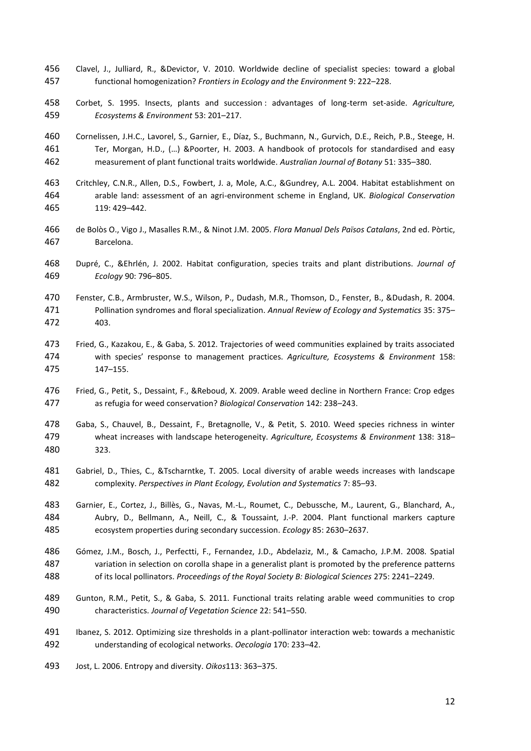Clavel, J., Julliard, R., &Devictor, V. 2010. Worldwide decline of specialist species: toward a global functional homogenization? *Frontiers in Ecology and the Environment* 9: 222–228.

Corbet, S. 1995. Insects, plants and succession : advantages of long-term set-aside. *Agriculture, Ecosystems & Environment* 53: 201–217.

Cornelissen, J.H.C., Lavorel, S., Garnier, E., Díaz, S., Buchmann, N., Gurvich, D.E., Reich, P.B., Steege, H. Ter, Morgan, H.D., (…) &Poorter, H. 2003. A handbook of protocols for standardised and easy measurement of plant functional traits worldwide. *Australian Journal of Botany* 51: 335–380.

Critchley, C.N.R., Allen, D.S., Fowbert, J. a, Mole, A.C., &Gundrey, A.L. 2004. Habitat establishment on arable land: assessment of an agri-environment scheme in England, UK. *Biological Conservation* 119: 429–442.

de Bolòs O., Vigo J., Masalles R.M., & Ninot J.M. 2005. *Flora Manual Dels Països Catalans*, 2nd ed. Pòrtic, Barcelona.

Dupré, C., &Ehrlén, J. 2002. Habitat configuration, species traits and plant distributions. *Journal of Ecology* 90: 796–805.

Fenster, C.B., Armbruster, W.S., Wilson, P., Dudash, M.R., Thomson, D., Fenster, B., &Dudash, R. 2004. Pollination syndromes and floral specialization. *Annual Review of Ecology and Systematics* 35: 375–403.

Fried, G., Kazakou, E., & Gaba, S. 2012. Trajectories of weed communities explained by traits associated with species' response to management practices. *Agriculture, Ecosystems & Environment* 158: 147–155.

Fried, G., Petit, S., Dessaint, F., &Reboud, X. 2009. Arable weed decline in Northern France: Crop edges as refugia for weed conservation? *Biological Conservation* 142: 238–243.

Gaba, S., Chauvel, B., Dessaint, F., Bretagnolle, V., & Petit, S. 2010. Weed species richness in winter wheat increases with landscape heterogeneity. *Agriculture, Ecosystems & Environment* 138: 318–323.

Gabriel, D., Thies, C., &Tscharntke, T. 2005. Local diversity of arable weeds increases with landscape complexity. *Perspectives in Plant Ecology, Evolution and Systematics* 7: 85–93.

Garnier, E., Cortez, J., Billès, G., Navas, M.-L., Roumet, C., Debussche, M., Laurent, G., Blanchard, A., Aubry, D., Bellmann, A., Neill, C., & Toussaint, J.-P. 2004. Plant functional markers capture ecosystem properties during secondary succession. *Ecology* 85: 2630–2637.

Gómez, J.M., Bosch, J., Perfectti, F., Fernandez, J.D., Abdelaziz, M., & Camacho, J.P.M. 2008. Spatial variation in selection on corolla shape in a generalist plant is promoted by the preference patterns of its local pollinators. *Proceedings of the Royal Society B: Biological Sciences* 275: 2241–2249.

Gunton, R.M., Petit, S., & Gaba, S. 2011. Functional traits relating arable weed communities to crop characteristics. *Journal of Vegetation Science* 22: 541–550.

Ibanez, S. 2012. Optimizing size thresholds in a plant-pollinator interaction web: towards a mechanistic understanding of ecological networks. *Oecologia* 170: 233–42.

Jost, L. 2006. Entropy and diversity. *Oikos*113: 363–375.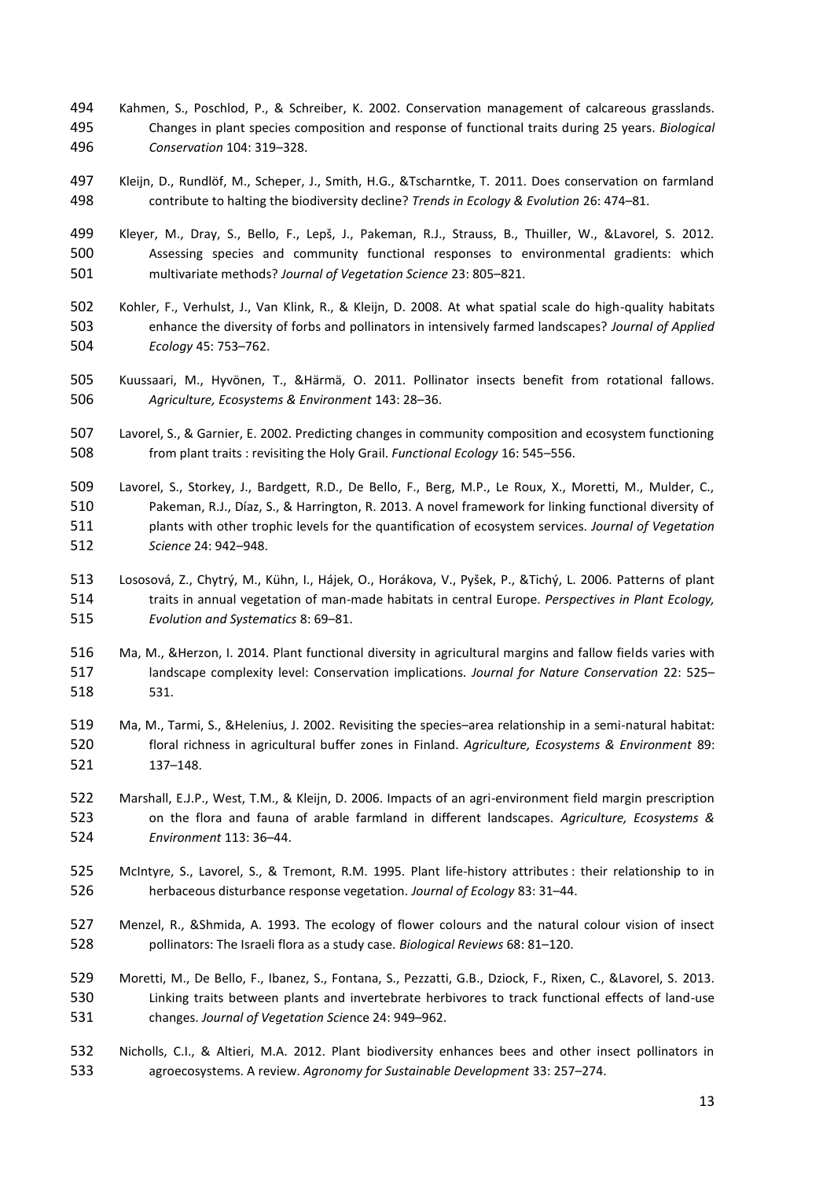Kahmen, S., Poschlod, P., & Schreiber, K. 2002. Conservation management of calcareous grasslands. Changes in plant species composition and response of functional traits during 25 years. *Biological Conservation* 104: 319–328.

Kleijn, D., Rundlöf, M., Scheper, J., Smith, H.G., &Tscharntke, T. 2011. Does conservation on farmland contribute to halting the biodiversity decline? *Trends in Ecology & Evolution* 26: 474–81.

Kleyer, M., Dray, S., Bello, F., Lepš, J., Pakeman, R.J., Strauss, B., Thuiller, W., &Lavorel, S. 2012. Assessing species and community functional responses to environmental gradients: which multivariate methods? *Journal of Vegetation Science* 23: 805–821.

Kohler, F., Verhulst, J., Van Klink, R., & Kleijn, D. 2008. At what spatial scale do high-quality habitats enhance the diversity of forbs and pollinators in intensively farmed landscapes? *Journal of Applied Ecology* 45: 753–762.

Kuussaari, M., Hyvönen, T., &Härmä, O. 2011. Pollinator insects benefit from rotational fallows. *Agriculture, Ecosystems & Environment* 143: 28–36.

Lavorel, S., & Garnier, E. 2002. Predicting changes in community composition and ecosystem functioning from plant traits : revisiting the Holy Grail. *Functional Ecology* 16: 545–556.

Lavorel, S., Storkey, J., Bardgett, R.D., De Bello, F., Berg, M.P., Le Roux, X., Moretti, M., Mulder, C., Pakeman, R.J., Díaz, S., & Harrington, R. 2013. A novel framework for linking functional diversity of plants with other trophic levels for the quantification of ecosystem services. *Journal of Vegetation Science* 24: 942–948.

Lososová, Z., Chytrý, M., Kühn, I., Hájek, O., Horákova, V., Pyšek, P., &Tichý, L. 2006. Patterns of plant traits in annual vegetation of man-made habitats in central Europe. *Perspectives in Plant Ecology, Evolution and Systematics* 8: 69–81.

Ma, M., &Herzon, I. 2014. Plant functional diversity in agricultural margins and fallow fields varies with landscape complexity level: Conservation implications. *Journal for Nature Conservation* 22: 525–531.

Ma, M., Tarmi, S., &Helenius, J. 2002. Revisiting the species–area relationship in a semi-natural habitat: floral richness in agricultural buffer zones in Finland. *Agriculture, Ecosystems & Environment* 89: 137–148.

Marshall, E.J.P., West, T.M., & Kleijn, D. 2006. Impacts of an agri-environment field margin prescription on the flora and fauna of arable farmland in different landscapes. *Agriculture, Ecosystems & Environment* 113: 36–44.

McIntyre, S., Lavorel, S., & Tremont, R.M. 1995. Plant life-history attributes : their relationship to in herbaceous disturbance response vegetation. *Journal of Ecology* 83: 31–44.

Menzel, R., &Shmida, A. 1993. The ecology of flower colours and the natural colour vision of insect pollinators: The Israeli flora as a study case. *Biological Reviews* 68: 81–120.

Moretti, M., De Bello, F., Ibanez, S., Fontana, S., Pezzatti, G.B., Dziock, F., Rixen, C., &Lavorel, S. 2013. Linking traits between plants and invertebrate herbivores to track functional effects of land-use changes. *Journal of Vegetation Science* 24: 949–962.

Nicholls, C.I., & Altieri, M.A. 2012. Plant biodiversity enhances bees and other insect pollinators in agroecosystems. A review. *Agronomy for Sustainable Development* 33: 257–274.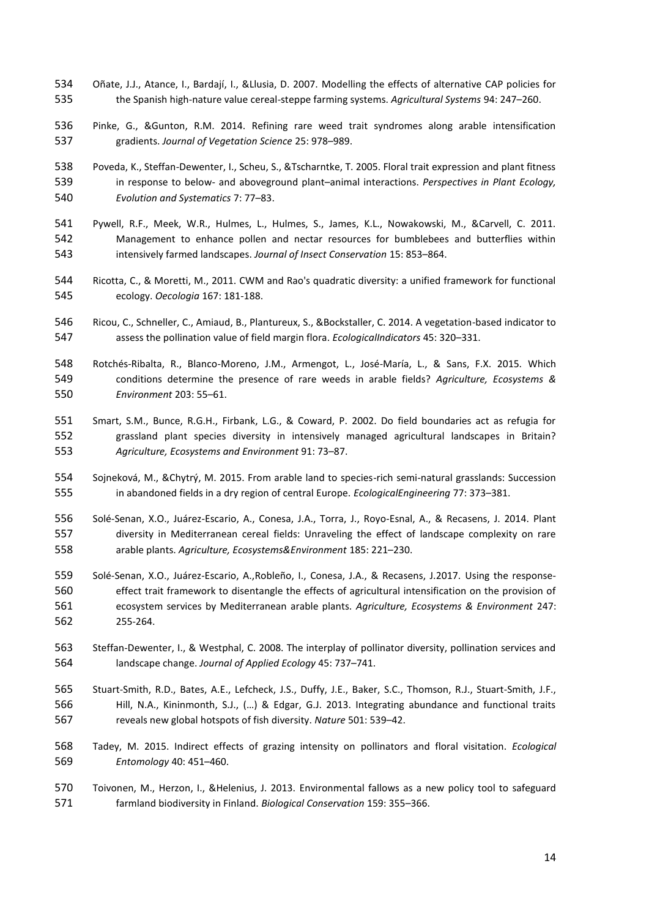Oñate, J.J., Atance, I., Bardají, I., &Llusia, D. 2007. Modelling the effects of alternative CAP policies for the Spanish high-nature value cereal-steppe farming systems. *Agricultural Systems* 94: 247–260.

Pinke, G., &Gunton, R.M. 2014. Refining rare weed trait syndromes along arable intensification gradients. *Journal of Vegetation Science* 25: 978–989.

Poveda, K., Steffan-Dewenter, I., Scheu, S., &Tscharntke, T. 2005. Floral trait expression and plant fitness in response to below- and aboveground plant–animal interactions. *Perspectives in Plant Ecology, Evolution and Systematics* 7: 77–83.

Pywell, R.F., Meek, W.R., Hulmes, L., Hulmes, S., James, K.L., Nowakowski, M., &Carvell, C. 2011. Management to enhance pollen and nectar resources for bumblebees and butterflies within intensively farmed landscapes. *Journal of Insect Conservation* 15: 853–864.

Ricotta, C., & Moretti, M., 2011. CWM and Rao's quadratic diversity: a unified framework for functional ecology. *Oecologia* 167: 181-188.

Ricou, C., Schneller, C., Amiaud, B., Plantureux, S., &Bockstaller, C. 2014. A vegetation-based indicator to assess the pollination value of field margin flora. *EcologicalIndicators* 45: 320–331.

Rotchés-Ribalta, R., Blanco-Moreno, J.M., Armengot, L., José-María, L., & Sans, F.X. 2015. Which conditions determine the presence of rare weeds in arable fields? *Agriculture, Ecosystems & Environment* 203: 55–61.

Smart, S.M., Bunce, R.G.H., Firbank, L.G., & Coward, P. 2002. Do field boundaries act as refugia for grassland plant species diversity in intensively managed agricultural landscapes in Britain? *Agriculture, Ecosystems and Environment* 91: 73–87.

Sojneková, M., &Chytrý, M. 2015. From arable land to species-rich semi-natural grasslands: Succession in abandoned fields in a dry region of central Europe. *EcologicalEngineering* 77: 373–381.

Solé-Senan, X.O., Juárez-Escario, A., Conesa, J.A., Torra, J., Royo-Esnal, A., & Recasens, J. 2014. Plant diversity in Mediterranean cereal fields: Unraveling the effect of landscape complexity on rare arable plants. *Agriculture, Ecosystems&Environment* 185: 221–230.

Solé-Senan, X.O., Juárez-Escario, A.,Robleño, I., Conesa, J.A., & Recasens, J.2017. Using the response-effect trait framework to disentangle the effects of agricultural intensification on the provision of ecosystem services by Mediterranean arable plants. *Agriculture, Ecosystems & Environment* 247: 255-264.

Steffan-Dewenter, I., & Westphal, C. 2008. The interplay of pollinator diversity, pollination services and landscape change. *Journal of Applied Ecology* 45: 737–741.

Stuart-Smith, R.D., Bates, A.E., Lefcheck, J.S., Duffy, J.E., Baker, S.C., Thomson, R.J., Stuart-Smith, J.F., Hill, N.A., Kininmonth, S.J., (…) & Edgar, G.J. 2013. Integrating abundance and functional traits reveals new global hotspots of fish diversity. *Nature* 501: 539–42.

Tadey, M. 2015. Indirect effects of grazing intensity on pollinators and floral visitation. *Ecological Entomology* 40: 451–460.

Toivonen, M., Herzon, I., &Helenius, J. 2013. Environmental fallows as a new policy tool to safeguard farmland biodiversity in Finland. *Biological Conservation* 159: 355–366.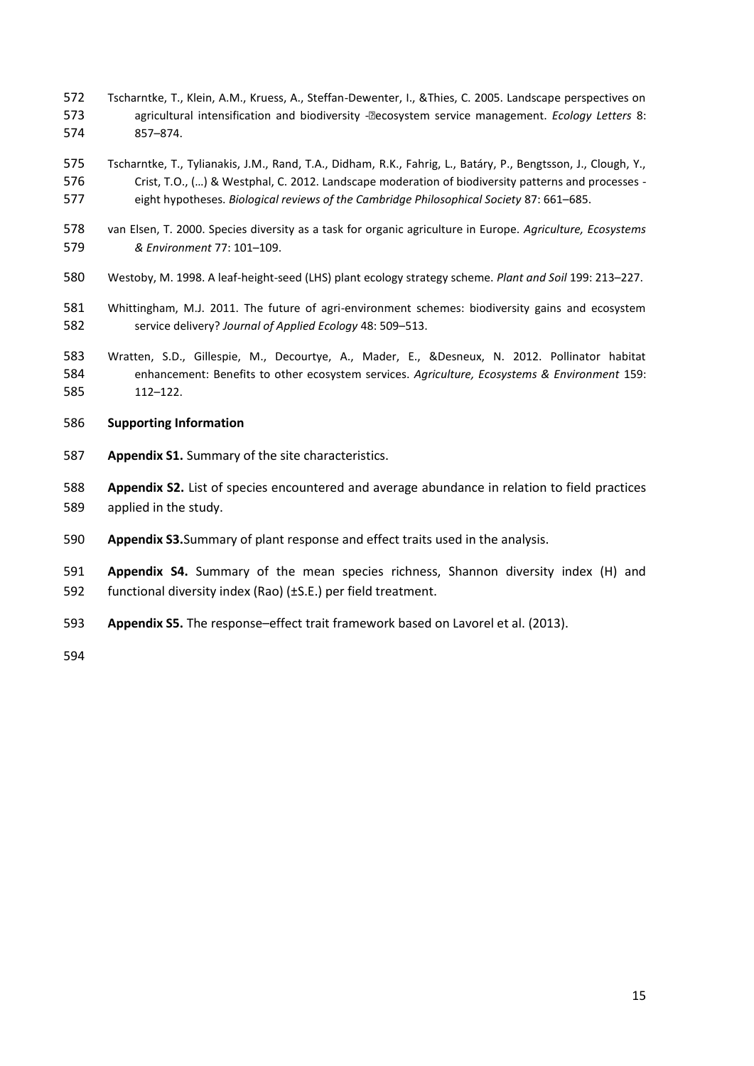Tscharntke, T., Klein, A.M., Kruess, A., Steffan-Dewenter, I., &Thies, C. 2005. Landscape perspectives on agricultural intensification and biodiversity -ecosystem service management. *Ecology Letters* 8: 857–874.

Tscharntke, T., Tylianakis, J.M., Rand, T.A., Didham, R.K., Fahrig, L., Batáry, P., Bengtsson, J., Clough, Y., Crist, T.O., (…) & Westphal, C. 2012. Landscape moderation of biodiversity patterns and processes - eight hypotheses. *Biological reviews of the Cambridge Philosophical Society* 87: 661–685.

van Elsen, T. 2000. Species diversity as a task for organic agriculture in Europe. *Agriculture, Ecosystems & Environment* 77: 101–109.

Westoby, M. 1998. A leaf-height-seed (LHS) plant ecology strategy scheme. *Plant and Soil* 199: 213–227.

Whittingham, M.J. 2011. The future of agri-environment schemes: biodiversity gains and ecosystem service delivery? *Journal of Applied Ecology* 48: 509–513.

Wratten, S.D., Gillespie, M., Decourtye, A., Mader, E., &Desneux, N. 2012. Pollinator habitat enhancement: Benefits to other ecosystem services. *Agriculture, Ecosystems & Environment* 159: 112–122.

**Supporting Information**

**Appendix S1.** Summary of the site characteristics.

**Appendix S2.** List of species encountered and average abundance in relation to field practices applied in the study.

**Appendix S3.**Summary of plant response and effect traits used in the analysis.

**Appendix S4.** Summary of the mean species richness, Shannon diversity index (H) and functional diversity index (Rao) (±S.E.) per field treatment.

**Appendix S5.** The response–effect trait framework based on Lavorel et al. (2013).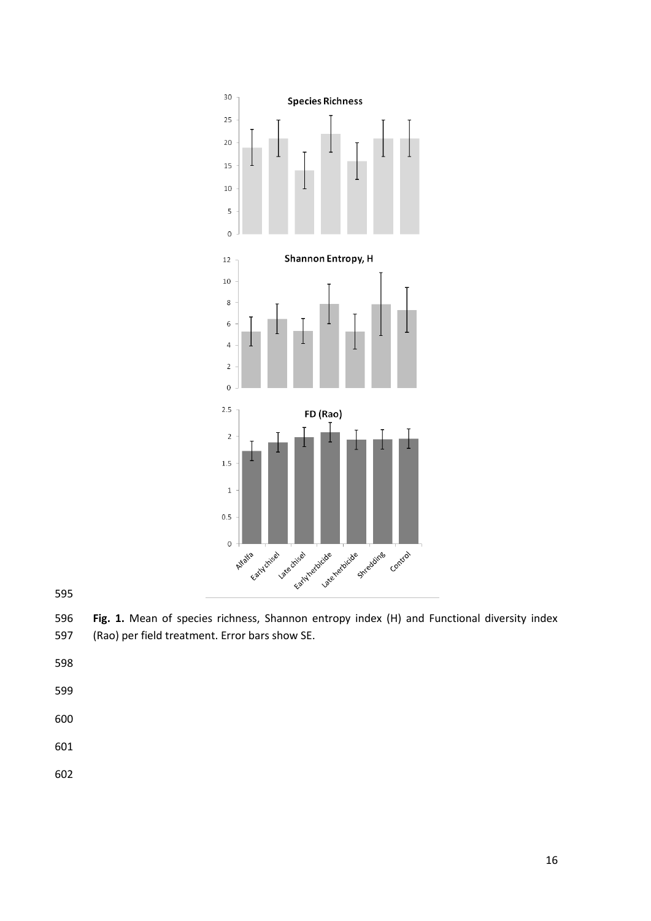**Fig. 1.** Mean of species richness, Shannon entropy index (H) and Functional diversity index (Rao) per field treatment. Error bars show SE.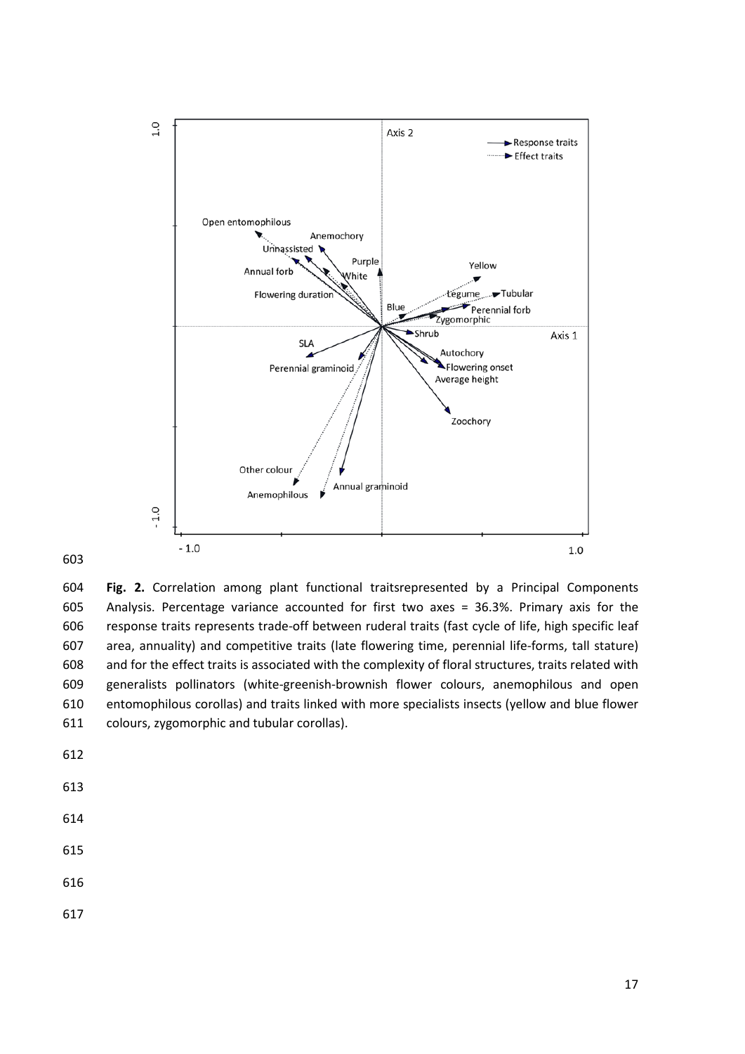**Fig. 2.** Correlation among plant functional traitsrepresented by a Principal Components Analysis. Percentage variance accounted for first two axes = 36.3%. Primary axis for the response traits represents trade-off between ruderal traits (fast cycle of life, high specific leaf area, annuality) and competitive traits (late flowering time, perennial life-forms, tall stature) and for the effect traits is associated with the complexity of floral structures, traits related with generalists pollinators (white-greenish-brownish flower colours, anemophilous and open entomophilous corollas) and traits linked with more specialists insects (yellow and blue flower colours, zygomorphic and tubular corollas).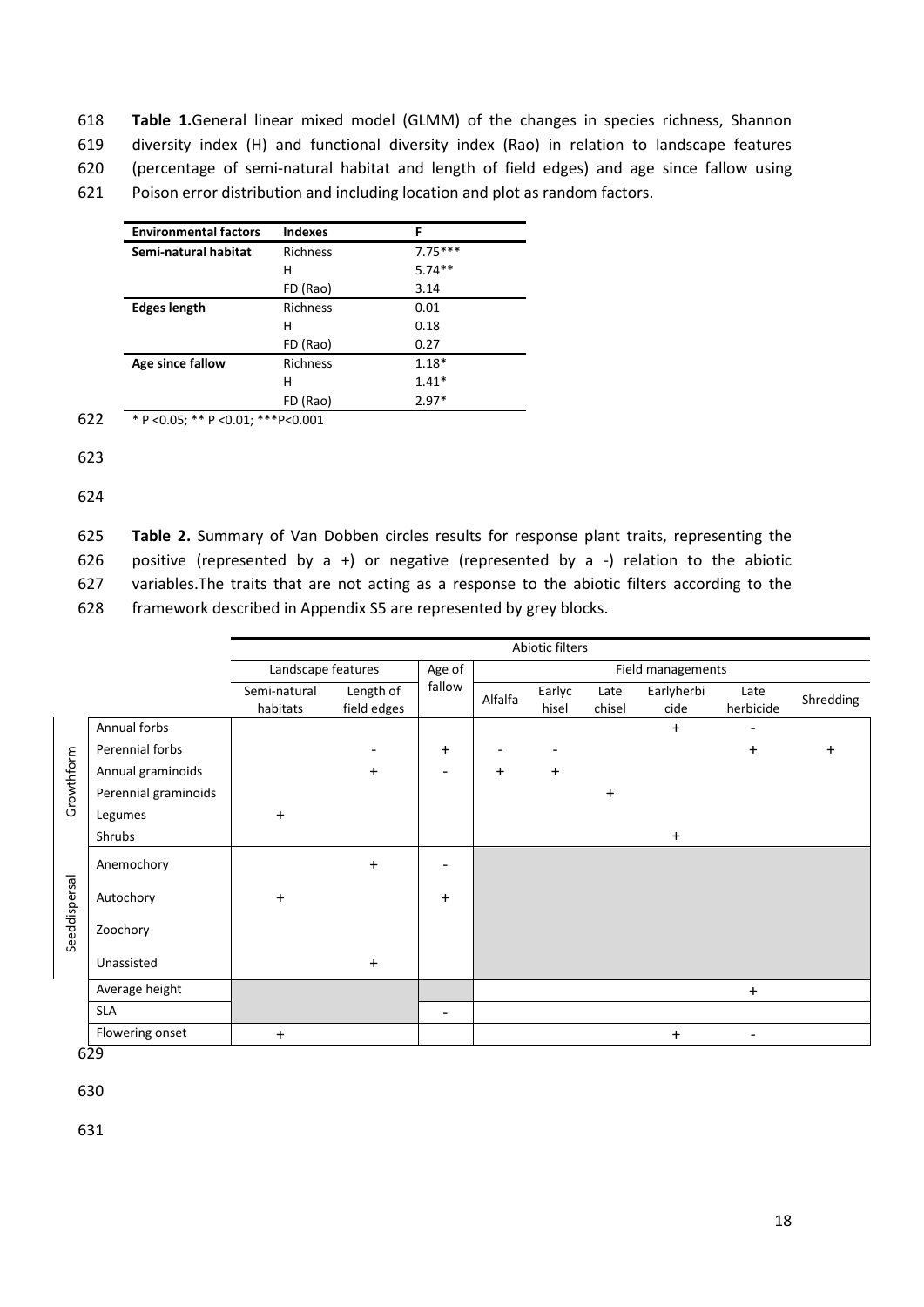**Table 1.**General linear mixed model (GLMM) of the changes in species richness, Shannon diversity index (H) and functional diversity index (Rao) in relation to landscape features (percentage of semi-natural habitat and length of field edges) and age since fallow using Poison error distribution and including location and plot as random factors.

| Environmental factors | Indexes | F |
|---|---|---|
| **Semi-natural habitat** | Richness | 7.75*** |
| | H | 5.74** |
| | FD (Rao) | 3.14 |
| **Edges length** | Richness | 0.01 |
| | H | 0.18 |
| | FD (Rao) | 0.27 |
| **Age since fallow** | Richness | 1.18* |
| | H | 1.41* |
| | FD (Rao) | 2.97* |

* P <0.05; ** P <0.01; ***P<0.001

**Table 2.** Summary of Van Dobben circles results for response plant traits, representing the positive (represented by a +) or negative (represented by a -) relation to the abiotic variables.The traits that are not acting as a response to the abiotic filters according to the framework described in Appendix S5 are represented by grey blocks.

| | | Abiotic filters | | | | | | | | |
|---|---|---|---|---|---|---|---|---|---|---|
| | | Landscape features | | Age of fallow | Field managements | | | | | |
| | | Semi-natural habitats | Length of field edges | | Alfalfa | Earlychisel | Late chisel | Earlyherbicide | Late herbicide | Shredding |
| Growthform | Annual forbs | | | | | | | + | - | |
| | Perennial forbs | | - | + | - | - | | | + | + |
| | Annual graminoids | | + | - | + | + | | | | |
| | Perennial graminoids | | | | | | + | | | |
| | Legumes | + | | | | | | | | |
| | Shrubs | | | | | | | + | | |
| Seeddispersal | Anemochory | | + | - | | | | | | |
| | Autochory | + | | + | | | | | | |
| | Zoochory | | | | | | | | | |
| | Unassisted | | + | | | | | | | |
| | Average height | | | | | | | | + | |
| | SLA | | | - | | | | | | |
| | Flowering onset | + | | | | | | + | - | |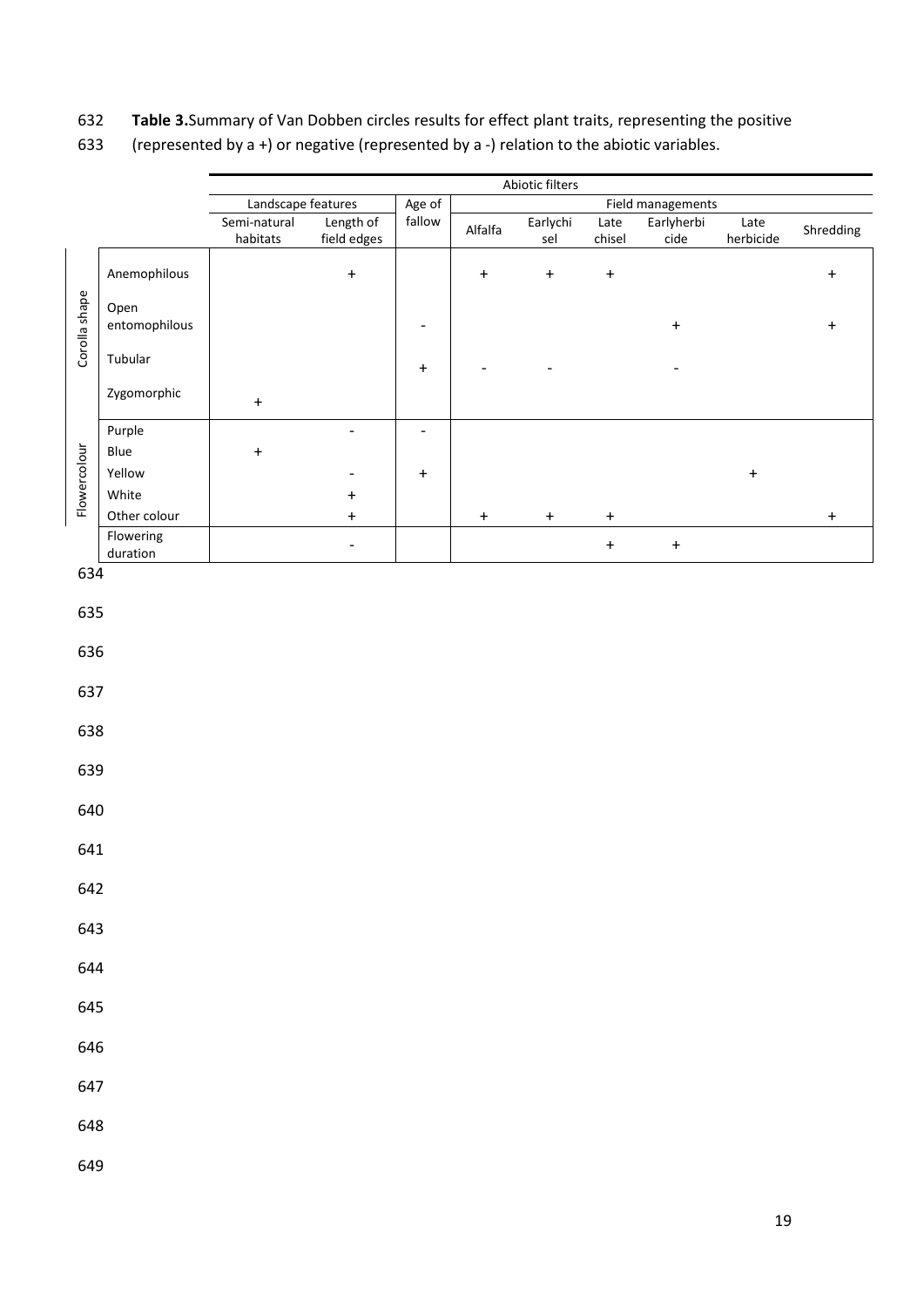**Table 3.**Summary of Van Dobben circles results for effect plant traits, representing the positive (represented by a +) or negative (represented by a -) relation to the abiotic variables.

| | | Abiotic filters | | | | | | | | |
|---|---|---|---|---|---|---|---|---|---|---|
| | | Landscape features | | Age of fallow | Field managements | | | | | |
| | | Semi-natural habitats | Length of field edges | | Alfalfa | Earlychisel | Late chisel | Earlyherbicide | Late herbicide | Shredding |
| Corolla shape | Anemophilous | | + | | + | + | + | | | + |
| | Open entomophilous | | | - | | | | + | | + |
| | Tubular | | | + | - | - | | - | | |
| | Zygomorphic | + | | | | | | | | |
| Flowercolour | Purple | | - | - | | | | | | |
| | Blue | + | | | | | | | | |
| | Yellow | | - | + | | | | | + | |
| | White | | + | | | | | | | |
| | Other colour | | + | | + | + | + | | | + |
| | Flowering duration | | - | | | | + | + | | |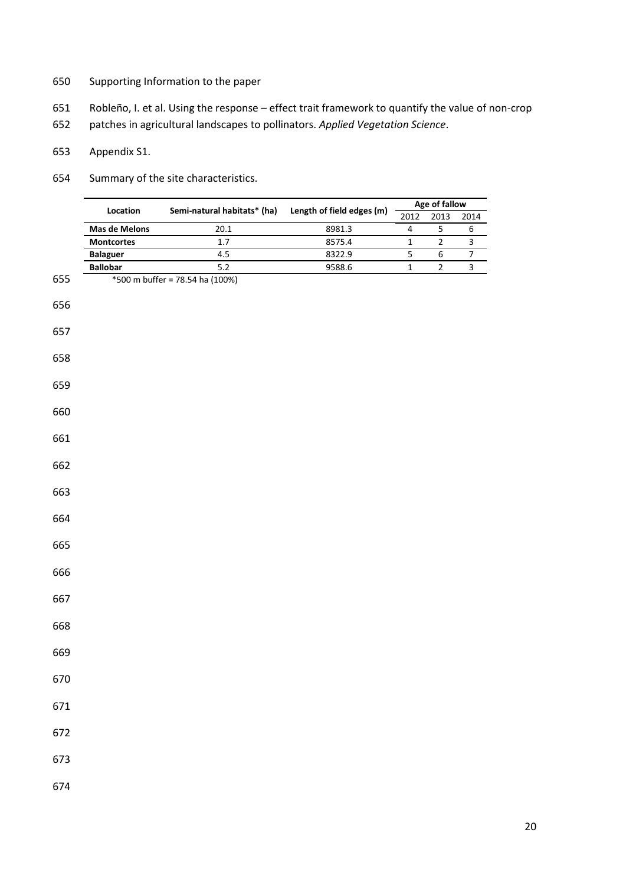Supporting Information to the paper

Robleño, I. et al. Using the response – effect trait framework to quantify the value of non-crop patches in agricultural landscapes to pollinators. *Applied Vegetation Science*.

Appendix S1.

Summary of the site characteristics.

| Location | Semi-natural habitats* (ha) | Length of field edges (m) | Age of fallow | | |
|---|---|---|---|---|---|
| | | | 2012 | 2013 | 2014 |
| **Mas de Melons** | 20.1 | 8981.3 | 4 | 5 | 6 |
| **Montcortes** | 1.7 | 8575.4 | 1 | 2 | 3 |
| **Balaguer** | 4.5 | 8322.9 | 5 | 6 | 7 |
| **Ballobar** | 5.2 | 9588.6 | 1 | 2 | 3 |

*500 m buffer = 78.54 ha (100%)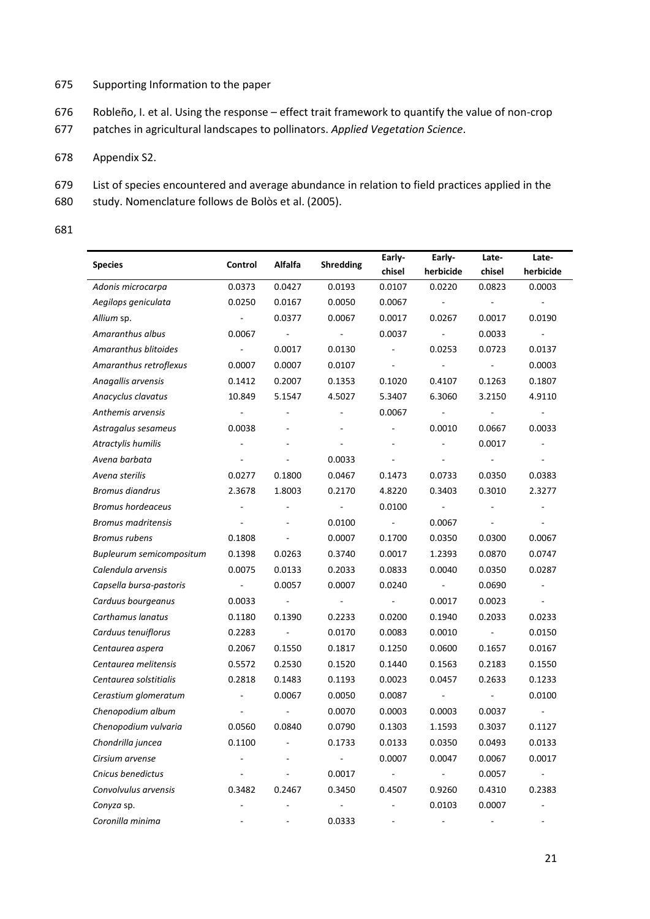Supporting Information to the paper

Robleño, I. et al. Using the response – effect trait framework to quantify the value of non-crop patches in agricultural landscapes to pollinators. *Applied Vegetation Science*.

Appendix S2.

List of species encountered and average abundance in relation to field practices applied in the study. Nomenclature follows de Bolòs et al. (2005).

| Species | Control | Alfalfa | Shredding | Early-chisel | Early-herbicide | Late-chisel | Late-herbicide |
|---|---|---|---|---|---|---|---|
| *Adonis microcarpa* | 0.0373 | 0.0427 | 0.0193 | 0.0107 | 0.0220 | 0.0823 | 0.0003 |
| *Aegilops geniculata* | 0.0250 | 0.0167 | 0.0050 | 0.0067 | - | - | - |
| *Allium* sp. | - | 0.0377 | 0.0067 | 0.0017 | 0.0267 | 0.0017 | 0.0190 |
| *Amaranthus albus* | 0.0067 | - | - | 0.0037 | - | 0.0033 | - |
| *Amaranthus blitoides* | - | 0.0017 | 0.0130 | - | 0.0253 | 0.0723 | 0.0137 |
| *Amaranthus retroflexus* | 0.0007 | 0.0007 | 0.0107 | - | - | - | 0.0003 |
| *Anagallis arvensis* | 0.1412 | 0.2007 | 0.1353 | 0.1020 | 0.4107 | 0.1263 | 0.1807 |
| *Anacyclus clavatus* | 10.849 | 5.1547 | 4.5027 | 5.3407 | 6.3060 | 3.2150 | 4.9110 |
| *Anthemis arvensis* | - | - | - | 0.0067 | - | - | - |
| *Astragalus sesameus* | 0.0038 | - | - | - | 0.0010 | 0.0667 | 0.0033 |
| *Atractylis humilis* | - | - | - | - | - | 0.0017 | - |
| *Avena barbata* | - | - | 0.0033 | - | - | - | - |
| *Avena sterilis* | 0.0277 | 0.1800 | 0.0467 | 0.1473 | 0.0733 | 0.0350 | 0.0383 |
| *Bromus diandrus* | 2.3678 | 1.8003 | 0.2170 | 4.8220 | 0.3403 | 0.3010 | 2.3277 |
| *Bromus hordeaceus* | - | - | - | 0.0100 | - | - | - |
| *Bromus madritensis* | - | - | 0.0100 | - | 0.0067 | - | - |
| *Bromus rubens* | 0.1808 | - | 0.0007 | 0.1700 | 0.0350 | 0.0300 | 0.0067 |
| *Bupleurum semicompositum* | 0.1398 | 0.0263 | 0.3740 | 0.0017 | 1.2393 | 0.0870 | 0.0747 |
| *Calendula arvensis* | 0.0075 | 0.0133 | 0.2033 | 0.0833 | 0.0040 | 0.0350 | 0.0287 |
| *Capsella bursa-pastoris* | - | 0.0057 | 0.0007 | 0.0240 | - | 0.0690 | - |
| *Carduus bourgeanus* | 0.0033 | - | - | - | 0.0017 | 0.0023 | - |
| *Carthamus lanatus* | 0.1180 | 0.1390 | 0.2233 | 0.0200 | 0.1940 | 0.2033 | 0.0233 |
| *Carduus tenuiflorus* | 0.2283 | - | 0.0170 | 0.0083 | 0.0010 | - | 0.0150 |
| *Centaurea aspera* | 0.2067 | 0.1550 | 0.1817 | 0.1250 | 0.0600 | 0.1657 | 0.0167 |
| *Centaurea melitensis* | 0.5572 | 0.2530 | 0.1520 | 0.1440 | 0.1563 | 0.2183 | 0.1550 |
| *Centaurea solstitialis* | 0.2818 | 0.1483 | 0.1193 | 0.0023 | 0.0457 | 0.2633 | 0.1233 |
| *Cerastium glomeratum* | - | 0.0067 | 0.0050 | 0.0087 | - | - | 0.0100 |
| *Chenopodium album* | - | - | 0.0070 | 0.0003 | 0.0003 | 0.0037 | - |
| *Chenopodium vulvaria* | 0.0560 | 0.0840 | 0.0790 | 0.1303 | 1.1593 | 0.3037 | 0.1127 |
| *Chondrilla juncea* | 0.1100 | - | 0.1733 | 0.0133 | 0.0350 | 0.0493 | 0.0133 |
| *Cirsium arvense* | - | - | - | 0.0007 | 0.0047 | 0.0067 | 0.0017 |
| *Cnicus benedictus* | - | - | 0.0017 | - | - | 0.0057 | - |
| *Convolvulus arvensis* | 0.3482 | 0.2467 | 0.3450 | 0.4507 | 0.9260 | 0.4310 | 0.2383 |
| *Conyza* sp. | - | - | - | - | 0.0103 | 0.0007 | - |
| *Coronilla minima* | - | - | 0.0333 | - | - | - | - |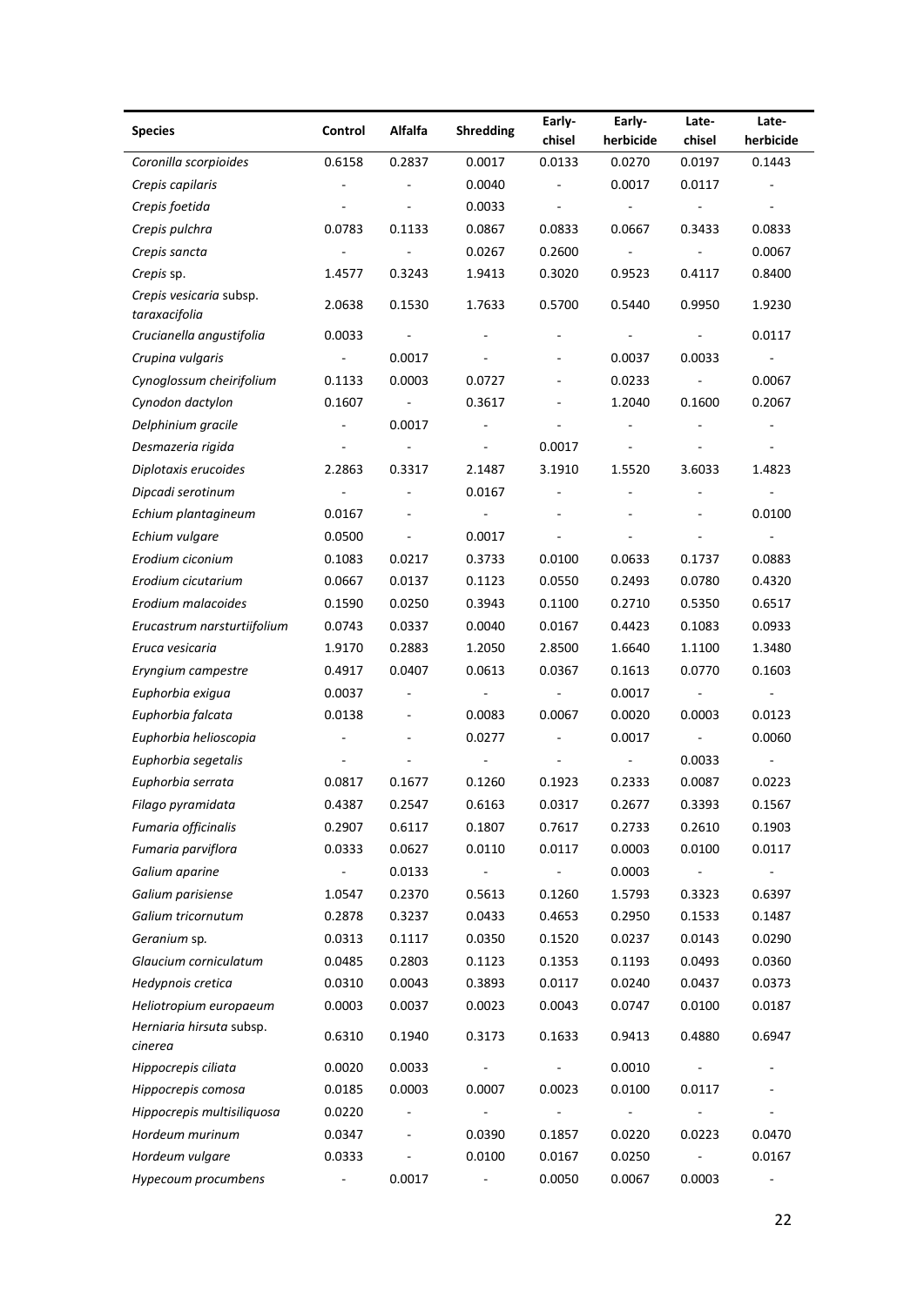| Species | Control | Alfalfa | Shredding | Early-chisel | Early-herbicide | Late-chisel | Late-herbicide |
|---|---|---|---|---|---|---|---|
| *Coronilla scorpioides* | 0.6158 | 0.2837 | 0.0017 | 0.0133 | 0.0270 | 0.0197 | 0.1443 |
| *Crepis capilaris* | - | - | 0.0040 | - | 0.0017 | 0.0117 | - |
| *Crepis foetida* | - | - | 0.0033 | - | - | - | - |
| *Crepis pulchra* | 0.0783 | 0.1133 | 0.0867 | 0.0833 | 0.0667 | 0.3433 | 0.0833 |
| *Crepis sancta* | - | - | 0.0267 | 0.2600 | - | - | 0.0067 |
| *Crepis* sp. | 1.4577 | 0.3243 | 1.9413 | 0.3020 | 0.9523 | 0.4117 | 0.8400 |
| *Crepis vesicaria* subsp. *taraxacifolia* | 2.0638 | 0.1530 | 1.7633 | 0.5700 | 0.5440 | 0.9950 | 1.9230 |
| *Crucianella angustifolia* | 0.0033 | - | - | - | - | - | 0.0117 |
| *Crupina vulgaris* | - | 0.0017 | - | - | 0.0037 | 0.0033 | - |
| *Cynoglossum cheirifolium* | 0.1133 | 0.0003 | 0.0727 | - | 0.0233 | - | 0.0067 |
| *Cynodon dactylon* | 0.1607 | - | 0.3617 | - | 1.2040 | 0.1600 | 0.2067 |
| *Delphinium gracile* | - | 0.0017 | - | - | - | - | - |
| *Desmazeria rigida* | - | - | - | 0.0017 | - | - | - |
| *Diplotaxis erucoides* | 2.2863 | 0.3317 | 2.1487 | 3.1910 | 1.5520 | 3.6033 | 1.4823 |
| *Dipcadi serotinum* | - | - | 0.0167 | - | - | - | - |
| *Echium plantagineum* | 0.0167 | - | - | - | - | - | 0.0100 |
| *Echium vulgare* | 0.0500 | - | 0.0017 | - | - | - | - |
| *Erodium ciconium* | 0.1083 | 0.0217 | 0.3733 | 0.0100 | 0.0633 | 0.1737 | 0.0883 |
| *Erodium cicutarium* | 0.0667 | 0.0137 | 0.1123 | 0.0550 | 0.2493 | 0.0780 | 0.4320 |
| *Erodium malacoides* | 0.1590 | 0.0250 | 0.3943 | 0.1100 | 0.2710 | 0.5350 | 0.6517 |
| *Erucastrum narsturtiifolium* | 0.0743 | 0.0337 | 0.0040 | 0.0167 | 0.4423 | 0.1083 | 0.0933 |
| *Eruca vesicaria* | 1.9170 | 0.2883 | 1.2050 | 2.8500 | 1.6640 | 1.1100 | 1.3480 |
| *Eryngium campestre* | 0.4917 | 0.0407 | 0.0613 | 0.0367 | 0.1613 | 0.0770 | 0.1603 |
| *Euphorbia exigua* | 0.0037 | - | - | - | 0.0017 | - | - |
| *Euphorbia falcata* | 0.0138 | - | 0.0083 | 0.0067 | 0.0020 | 0.0003 | 0.0123 |
| *Euphorbia helioscopia* | - | - | 0.0277 | - | 0.0017 | - | 0.0060 |
| *Euphorbia segetalis* | - | - | - | - | - | 0.0033 | - |
| *Euphorbia serrata* | 0.0817 | 0.1677 | 0.1260 | 0.1923 | 0.2333 | 0.0087 | 0.0223 |
| *Filago pyramidata* | 0.4387 | 0.2547 | 0.6163 | 0.0317 | 0.2677 | 0.3393 | 0.1567 |
| *Fumaria officinalis* | 0.2907 | 0.6117 | 0.1807 | 0.7617 | 0.2733 | 0.2610 | 0.1903 |
| *Fumaria parviflora* | 0.0333 | 0.0627 | 0.0110 | 0.0117 | 0.0003 | 0.0100 | 0.0117 |
| *Galium aparine* | - | 0.0133 | - | - | 0.0003 | - | - |
| *Galium parisiense* | 1.0547 | 0.2370 | 0.5613 | 0.1260 | 1.5793 | 0.3323 | 0.6397 |
| *Galium tricornutum* | 0.2878 | 0.3237 | 0.0433 | 0.4653 | 0.2950 | 0.1533 | 0.1487 |
| *Geranium* sp. | 0.0313 | 0.1117 | 0.0350 | 0.1520 | 0.0237 | 0.0143 | 0.0290 |
| *Glaucium corniculatum* | 0.0485 | 0.2803 | 0.1123 | 0.1353 | 0.1193 | 0.0493 | 0.0360 |
| *Hedypnois cretica* | 0.0310 | 0.0043 | 0.3893 | 0.0117 | 0.0240 | 0.0437 | 0.0373 |
| *Heliotropium europaeum* | 0.0003 | 0.0037 | 0.0023 | 0.0043 | 0.0747 | 0.0100 | 0.0187 |
| *Herniaria hirsuta* subsp. *cinerea* | 0.6310 | 0.1940 | 0.3173 | 0.1633 | 0.9413 | 0.4880 | 0.6947 |
| *Hippocrepis ciliata* | 0.0020 | 0.0033 | - | - | 0.0010 | - | - |
| *Hippocrepis comosa* | 0.0185 | 0.0003 | 0.0007 | 0.0023 | 0.0100 | 0.0117 | - |
| *Hippocrepis multisiliquosa* | 0.0220 | - | - | - | - | - | - |
| *Hordeum murinum* | 0.0347 | - | 0.0390 | 0.1857 | 0.0220 | 0.0223 | 0.0470 |
| *Hordeum vulgare* | 0.0333 | - | 0.0100 | 0.0167 | 0.0250 | - | 0.0167 |
| *Hypecoum procumbens* | - | 0.0017 | - | 0.0050 | 0.0067 | 0.0003 | - |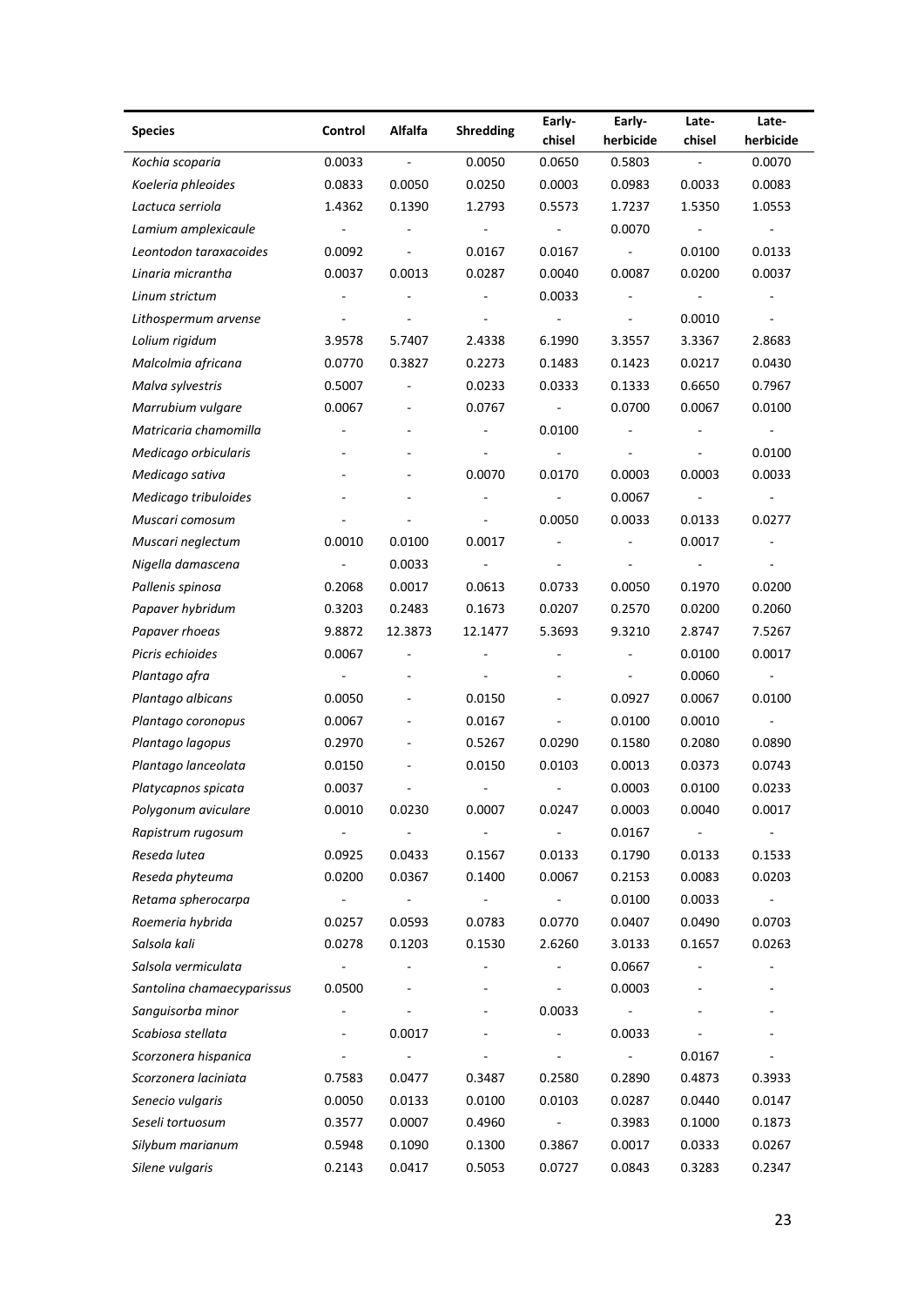| Species | Control | Alfalfa | Shredding | Early-chisel | Early-herbicide | Late-chisel | Late-herbicide |
|---|---|---|---|---|---|---|---|
| *Kochia scoparia* | 0.0033 | - | 0.0050 | 0.0650 | 0.5803 | - | 0.0070 |
| *Koeleria phleoides* | 0.0833 | 0.0050 | 0.0250 | 0.0003 | 0.0983 | 0.0033 | 0.0083 |
| *Lactuca serriola* | 1.4362 | 0.1390 | 1.2793 | 0.5573 | 1.7237 | 1.5350 | 1.0553 |
| *Lamium amplexicaule* | - | - | - | - | 0.0070 | - | - |
| *Leontodon taraxacoides* | 0.0092 | - | 0.0167 | 0.0167 | - | 0.0100 | 0.0133 |
| *Linaria micrantha* | 0.0037 | 0.0013 | 0.0287 | 0.0040 | 0.0087 | 0.0200 | 0.0037 |
| *Linum strictum* | - | - | - | 0.0033 | - | - | - |
| *Lithospermum arvense* | - | - | - | - | - | 0.0010 | - |
| *Lolium rigidum* | 3.9578 | 5.7407 | 2.4338 | 6.1990 | 3.3557 | 3.3367 | 2.8683 |
| *Malcolmia africana* | 0.0770 | 0.3827 | 0.2273 | 0.1483 | 0.1423 | 0.0217 | 0.0430 |
| *Malva sylvestris* | 0.5007 | - | 0.0233 | 0.0333 | 0.1333 | 0.6650 | 0.7967 |
| *Marrubium vulgare* | 0.0067 | - | 0.0767 | - | 0.0700 | 0.0067 | 0.0100 |
| *Matricaria chamomilla* | - | - | - | 0.0100 | - | - | - |
| *Medicago orbicularis* | - | - | - | - | - | - | 0.0100 |
| *Medicago sativa* | - | - | 0.0070 | 0.0170 | 0.0003 | 0.0003 | 0.0033 |
| *Medicago tribuloides* | - | - | - | - | 0.0067 | - | - |
| *Muscari comosum* | - | - | - | 0.0050 | 0.0033 | 0.0133 | 0.0277 |
| *Muscari neglectum* | 0.0010 | 0.0100 | 0.0017 | - | - | 0.0017 | - |
| *Nigella damascena* | - | 0.0033 | - | - | - | - | - |
| *Pallenis spinosa* | 0.2068 | 0.0017 | 0.0613 | 0.0733 | 0.0050 | 0.1970 | 0.0200 |
| *Papaver hybridum* | 0.3203 | 0.2483 | 0.1673 | 0.0207 | 0.2570 | 0.0200 | 0.2060 |
| *Papaver rhoeas* | 9.8872 | 12.3873 | 12.1477 | 5.3693 | 9.3210 | 2.8747 | 7.5267 |
| *Picris echioides* | 0.0067 | - | - | - | - | 0.0100 | 0.0017 |
| *Plantago afra* | - | - | - | - | - | 0.0060 | - |
| *Plantago albicans* | 0.0050 | - | 0.0150 | - | 0.0927 | 0.0067 | 0.0100 |
| *Plantago coronopus* | 0.0067 | - | 0.0167 | - | 0.0100 | 0.0010 | - |
| *Plantago lagopus* | 0.2970 | - | 0.5267 | 0.0290 | 0.1580 | 0.2080 | 0.0890 |
| *Plantago lanceolata* | 0.0150 | - | 0.0150 | 0.0103 | 0.0013 | 0.0373 | 0.0743 |
| *Platycapnos spicata* | 0.0037 | - | - | - | 0.0003 | 0.0100 | 0.0233 |
| *Polygonum aviculare* | 0.0010 | 0.0230 | 0.0007 | 0.0247 | 0.0003 | 0.0040 | 0.0017 |
| *Rapistrum rugosum* | - | - | - | - | 0.0167 | - | - |
| *Reseda lutea* | 0.0925 | 0.0433 | 0.1567 | 0.0133 | 0.1790 | 0.0133 | 0.1533 |
| *Reseda phyteuma* | 0.0200 | 0.0367 | 0.1400 | 0.0067 | 0.2153 | 0.0083 | 0.0203 |
| *Retama spherocarpa* | - | - | - | - | 0.0100 | 0.0033 | - |
| *Roemeria hybrida* | 0.0257 | 0.0593 | 0.0783 | 0.0770 | 0.0407 | 0.0490 | 0.0703 |
| *Salsola kali* | 0.0278 | 0.1203 | 0.1530 | 2.6260 | 3.0133 | 0.1657 | 0.0263 |
| *Salsola vermiculata* | - | - | - | - | 0.0667 | - | - |
| *Santolina chamaecyparissus* | 0.0500 | - | - | - | 0.0003 | - | - |
| *Sanguisorba minor* | - | - | - | 0.0033 | - | - | - |
| *Scabiosa stellata* | - | 0.0017 | - | - | 0.0033 | - | - |
| *Scorzonera hispanica* | - | - | - | - | - | 0.0167 | - |
| *Scorzonera laciniata* | 0.7583 | 0.0477 | 0.3487 | 0.2580 | 0.2890 | 0.4873 | 0.3933 |
| *Senecio vulgaris* | 0.0050 | 0.0133 | 0.0100 | 0.0103 | 0.0287 | 0.0440 | 0.0147 |
| *Seseli tortuosum* | 0.3577 | 0.0007 | 0.4960 | - | 0.3983 | 0.1000 | 0.1873 |
| *Silybum marianum* | 0.5948 | 0.1090 | 0.1300 | 0.3867 | 0.0017 | 0.0333 | 0.0267 |
| *Silene vulgaris* | 0.2143 | 0.0417 | 0.5053 | 0.0727 | 0.0843 | 0.3283 | 0.2347 |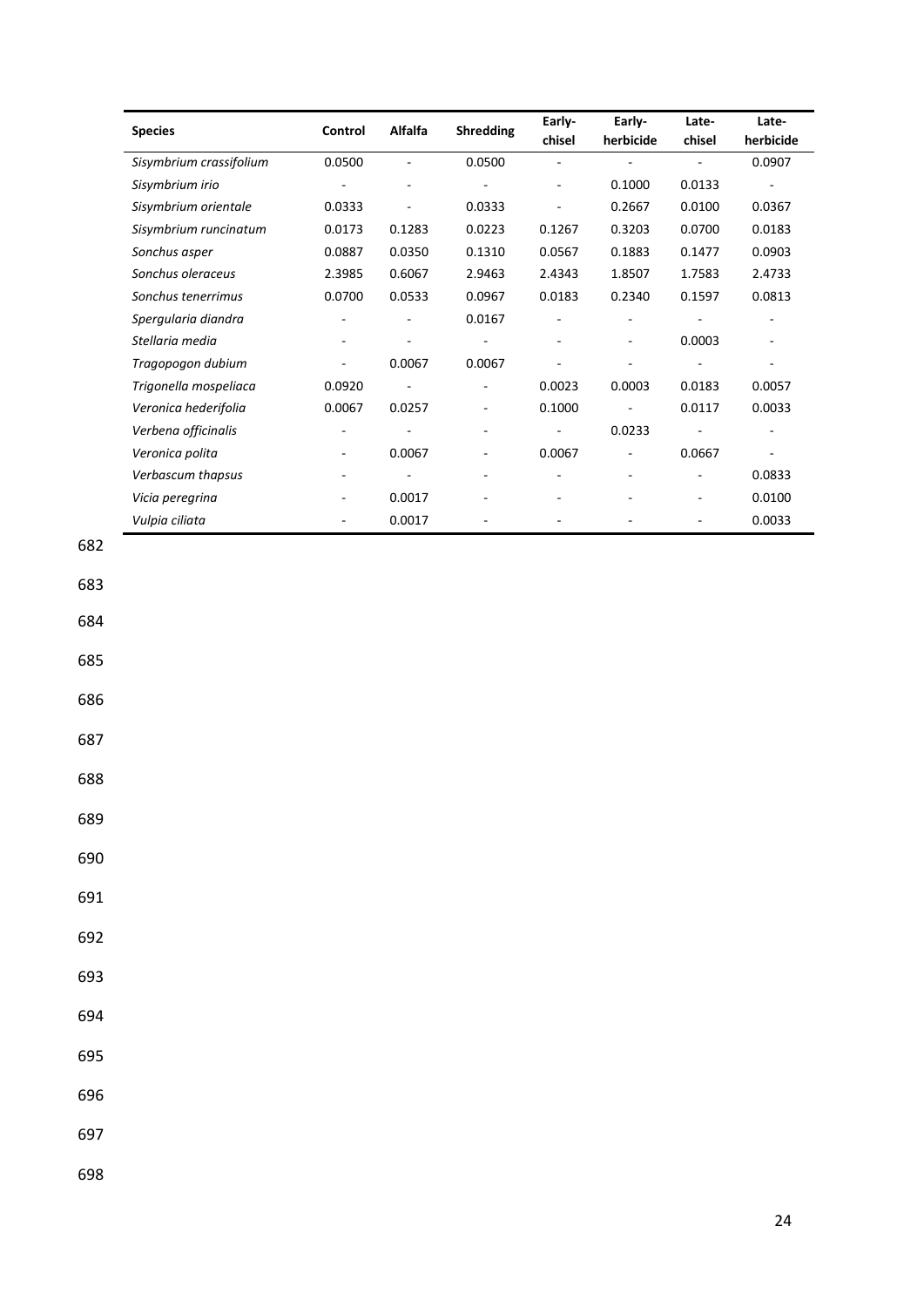| Species | Control | Alfalfa | Shredding | Early-chisel | Early-herbicide | Late-chisel | Late-herbicide |
|---|---|---|---|---|---|---|---|
| *Sisymbrium crassifolium* | 0.0500 | - | 0.0500 | - | - | - | 0.0907 |
| *Sisymbrium irio* | - | - | - | - | 0.1000 | 0.0133 | - |
| *Sisymbrium orientale* | 0.0333 | - | 0.0333 | - | 0.2667 | 0.0100 | 0.0367 |
| *Sisymbrium runcinatum* | 0.0173 | 0.1283 | 0.0223 | 0.1267 | 0.3203 | 0.0700 | 0.0183 |
| *Sonchus asper* | 0.0887 | 0.0350 | 0.1310 | 0.0567 | 0.1883 | 0.1477 | 0.0903 |
| *Sonchus oleraceus* | 2.3985 | 0.6067 | 2.9463 | 2.4343 | 1.8507 | 1.7583 | 2.4733 |
| *Sonchus tenerrimus* | 0.0700 | 0.0533 | 0.0967 | 0.0183 | 0.2340 | 0.1597 | 0.0813 |
| *Spergularia diandra* | - | - | 0.0167 | - | - | - | - |
| *Stellaria media* | - | - | - | - | - | 0.0003 | - |
| *Tragopogon dubium* | - | 0.0067 | 0.0067 | - | - | - | - |
| *Trigonella mospeliaca* | 0.0920 | - | - | 0.0023 | 0.0003 | 0.0183 | 0.0057 |
| *Veronica hederifolia* | 0.0067 | 0.0257 | - | 0.1000 | - | 0.0117 | 0.0033 |
| *Verbena officinalis* | - | - | - | - | 0.0233 | - | - |
| *Veronica polita* | - | 0.0067 | - | 0.0067 | - | 0.0667 | - |
| *Verbascum thapsus* | - | - | - | - | - | - | 0.0833 |
| *Vicia peregrina* | - | 0.0017 | - | - | - | - | 0.0100 |
| *Vulpia ciliata* | - | 0.0017 | - | - | - | - | 0.0033 |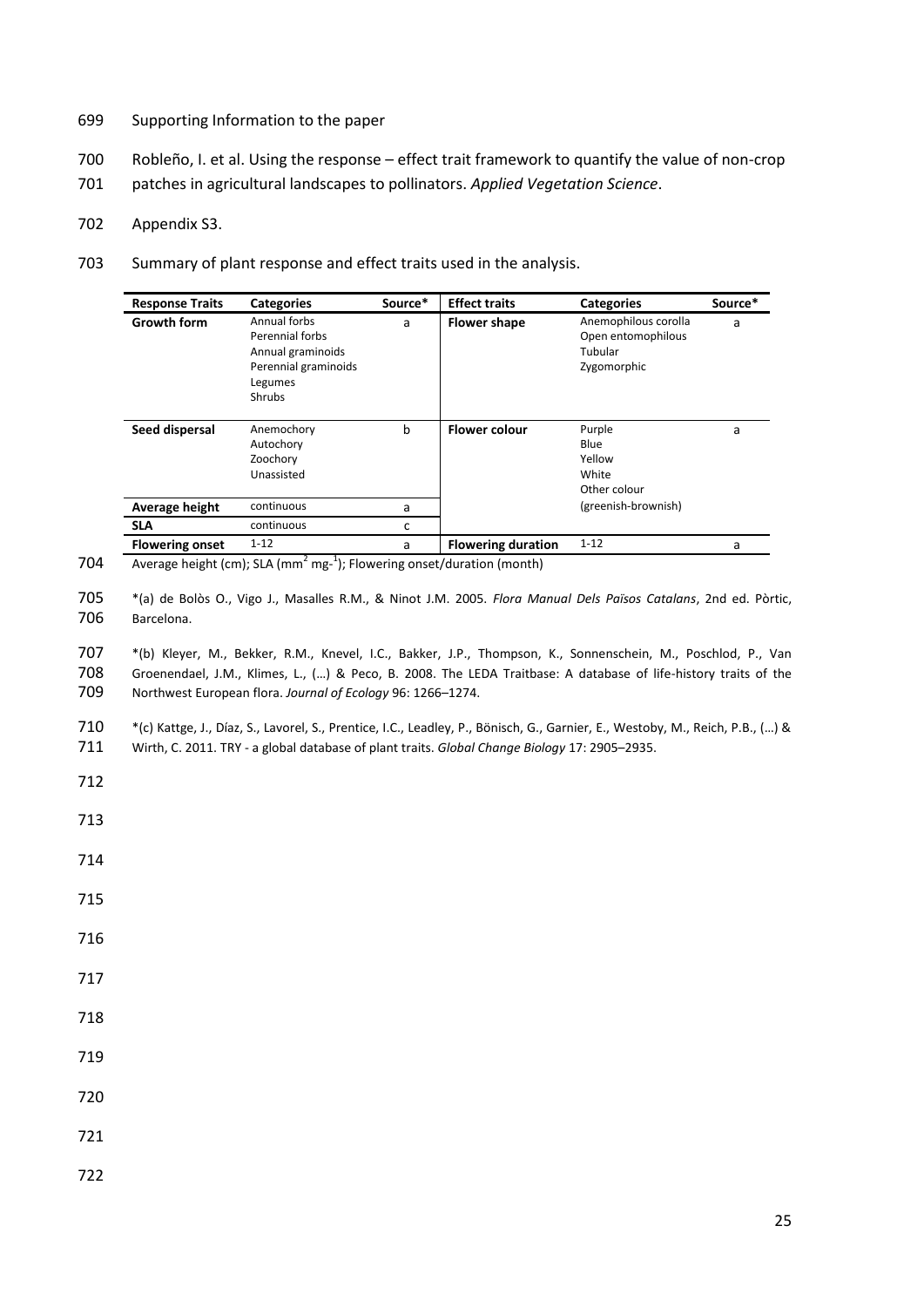Supporting Information to the paper

Robleño, I. et al. Using the response – effect trait framework to quantify the value of non-crop patches in agricultural landscapes to pollinators. *Applied Vegetation Science*.

Appendix S3.

Summary of plant response and effect traits used in the analysis.

| Response Traits | Categories | Source* | Effect traits | Categories | Source* |
|---|---|---|---|---|---|
| **Growth form** | Annual forbs<br>Perennial forbs<br>Annual graminoids<br>Perennial graminoids<br>Legumes<br>Shrubs | a | **Flower shape** | Anemophilous corolla<br>Open entomophilous<br>Tubular<br>Zygomorphic | a |
| **Seed dispersal** | Anemochory<br>Autochory<br>Zoochory<br>Unassisted | b | **Flower colour** | Purple<br>Blue<br>Yellow<br>White<br>Other colour (greenish-brownish) | a |
| **Average height** | continuous | a | | | |
| **SLA** | continuous | c | | | |
| **Flowering onset** | 1-12 | a | **Flowering duration** | 1-12 | a |

Average height (cm); SLA ($mm^2$ $mg^{-1}$); Flowering onset/duration (month)

*(a) de Bolòs O., Vigo J., Masalles R.M., & Ninot J.M. 2005. *Flora Manual Dels Països Catalans*, 2nd ed. Pòrtic, Barcelona.

*(b) Kleyer, M., Bekker, R.M., Knevel, I.C., Bakker, J.P., Thompson, K., Sonnenschein, M., Poschlod, P., Van Groenendael, J.M., Klimes, L., (…) & Peco, B. 2008. The LEDA Traitbase: A database of life-history traits of the Northwest European flora. *Journal of Ecology* 96: 1266–1274.

*(c) Kattge, J., Díaz, S., Lavorel, S., Prentice, I.C., Leadley, P., Bönisch, G., Garnier, E., Westoby, M., Reich, P.B., (…) & Wirth, C. 2011. TRY - a global database of plant traits. *Global Change Biology* 17: 2905–2935.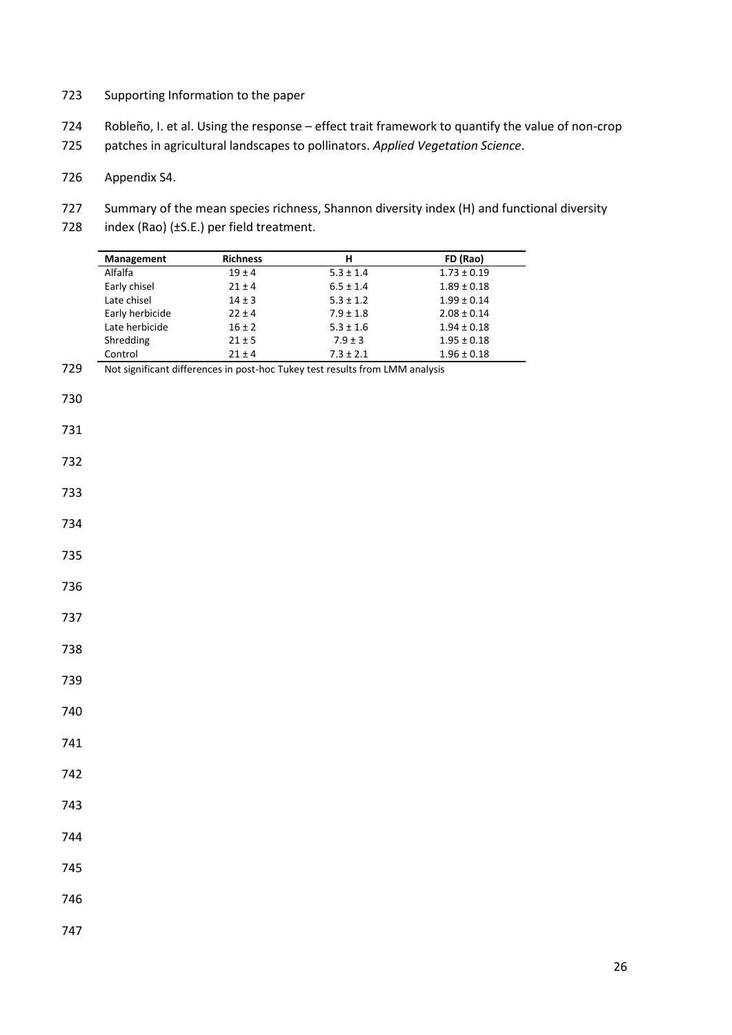Supporting Information to the paper

Robleño, I. et al. Using the response – effect trait framework to quantify the value of non-crop patches in agricultural landscapes to pollinators. *Applied Vegetation Science*.

Appendix S4.

Summary of the mean species richness, Shannon diversity index (H) and functional diversity index (Rao) (±S.E.) per field treatment.

| Management | Richness | H | FD (Rao) |
|---|---|---|---|
| Alfalfa | 19 ± 4 | 5.3 ± 1.4 | 1.73 ± 0.19 |
| Early chisel | 21 ± 4 | 6.5 ± 1.4 | 1.89 ± 0.18 |
| Late chisel | 14 ± 3 | 5.3 ± 1.2 | 1.99 ± 0.14 |
| Early herbicide | 22 ± 4 | 7.9 ± 1.8 | 2.08 ± 0.14 |
| Late herbicide | 16 ± 2 | 5.3 ± 1.6 | 1.94 ± 0.18 |
| Shredding | 21 ± 5 | 7.9 ± 3 | 1.95 ± 0.18 |
| Control | 21 ± 4 | 7.3 ± 2.1 | 1.96 ± 0.18 |

Not significant differences in post-hoc Tukey test results from LMM analysis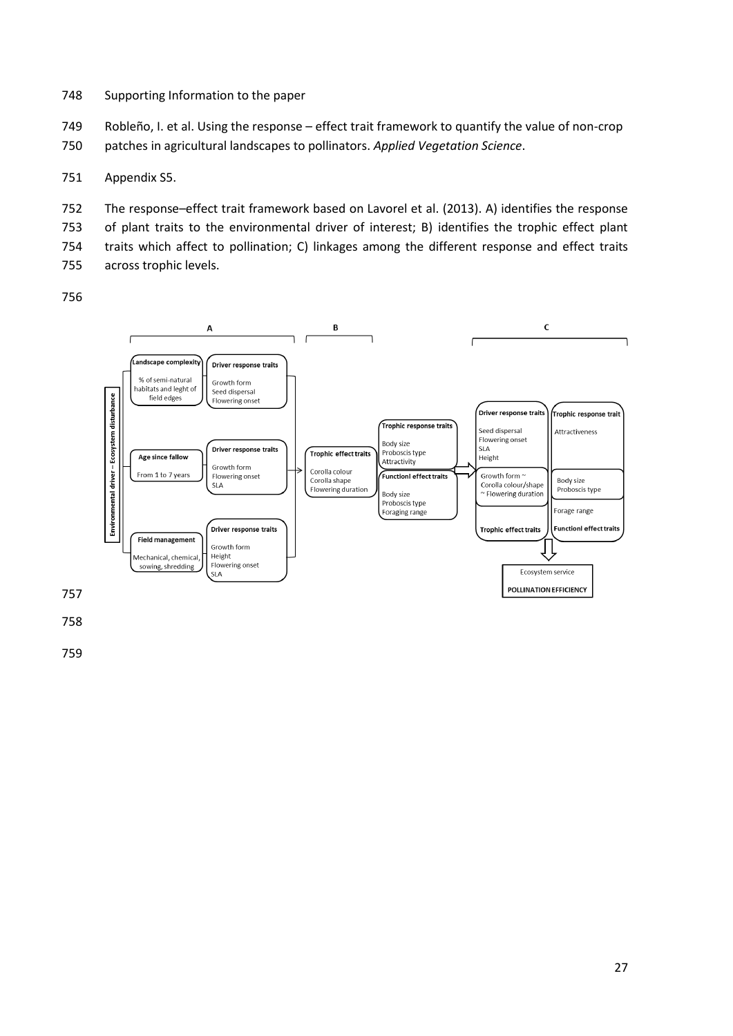Supporting Information to the paper

Robleño, I. et al. Using the response – effect trait framework to quantify the value of non-crop patches in agricultural landscapes to pollinators. *Applied Vegetation Science*.

Appendix S5.

The response–effect trait framework based on Lavorel et al. (2013). A) identifies the response of plant traits to the environmental driver of interest; B) identifies the trophic effect plant traits which affect to pollination; C) linkages among the different response and effect traits across trophic levels.

A

B

C

Environmental driver – Ecosystem disturbance

Landscape complexity
% of semi-natural habitats and leght of field edges

Driver response traits
Growth form
Seed dispersal
Flowering onset

Age since fallow
From 1 to 7 years

Driver response traits
Growth form
Flowering onset
SLA

Field management
Mechanical, chemical, sowing, shredding

Driver response traits
Growth form
Height
Flowering onset
SLA

Trophic effect traits
Corolla colour
Corolla shape
Flowering duration

Trophic response traits
Body size
Proboscis type
Attractivity

Functionl effect traits
Body size
Proboscis type
Foraging range

Driver response traits
Seed dispersal
Flowering onset
SLA
Height

Growth form ~
Corolla colour/shape
~ Flowering duration

Trophic effect traits

Trophic response trait
Attractiveness

Body size
Proboscis type

Forage range

Functionl effect traits

Ecosystem service
POLLINATION EFFICIENCY